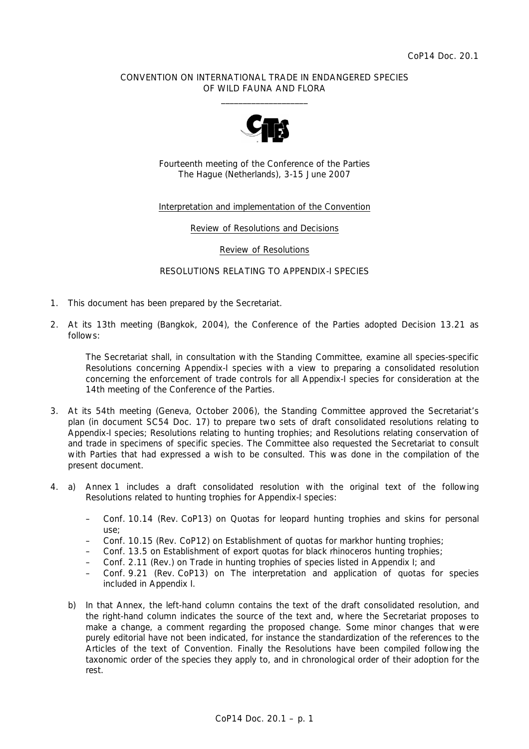CoP14 Doc. 20.1

CONVENTION ON INTERNATIONAL TRADE IN ENDANGERED SPECIES
OF WILD FAUNA AND FLORA

\_\_\_\_\_\_\_\_\_\_\_\_\_\_\_\_\_\_\_\_

Fourteenth meeting of the Conference of the Parties
The Hague (Netherlands), 3-15 June 2007

Interpretation and implementation of the Convention

Review of Resolutions and Decisions

Review of Resolutions

RESOLUTIONS RELATING TO APPENDIX-I SPECIES

1. This document has been prepared by the Secretariat.

2. At its 13th meeting (Bangkok, 2004), the Conference of the Parties adopted Decision 13.21 as follows:

   The Secretariat shall, in consultation with the Standing Committee, examine all species-specific Resolutions concerning Appendix-I species with a view to preparing a consolidated resolution concerning the enforcement of trade controls for all Appendix-I species for consideration at the 14th meeting of the Conference of the Parties.

3. At its 54th meeting (Geneva, October 2006), the Standing Committee approved the Secretariat's plan (in document SC54 Doc. 17) to prepare two sets of draft consolidated resolutions relating to Appendix-I species; Resolutions relating to hunting trophies; and Resolutions relating conservation of and trade in specimens of specific species. The Committee also requested the Secretariat to consult with Parties that had expressed a wish to be consulted. This was done in the compilation of the present document.

4. a) Annex 1 includes a draft consolidated resolution with the original text of the following Resolutions related to hunting trophies for Appendix-I species:

      – Conf. 10.14 (Rev. CoP13) on Quotas for leopard hunting trophies and skins for personal use;
      – Conf. 10.15 (Rev. CoP12) on Establishment of quotas for markhor hunting trophies;
      – Conf. 13.5 on Establishment of export quotas for black rhinoceros hunting trophies;
      – Conf. 2.11 (Rev.) on Trade in hunting trophies of species listed in Appendix I; and
      – Conf. 9.21 (Rev. CoP13) on The interpretation and application of quotas for species included in Appendix I.

   b) In that Annex, the left-hand column contains the text of the draft consolidated resolution, and the right-hand column indicates the source of the text and, where the Secretariat proposes to make a change, a comment regarding the proposed change. Some minor changes that were purely editorial have not been indicated, for instance the standardization of the references to the Articles of the text of Convention. Finally the Resolutions have been compiled following the taxonomic order of the species they apply to, and in chronological order of their adoption for the rest.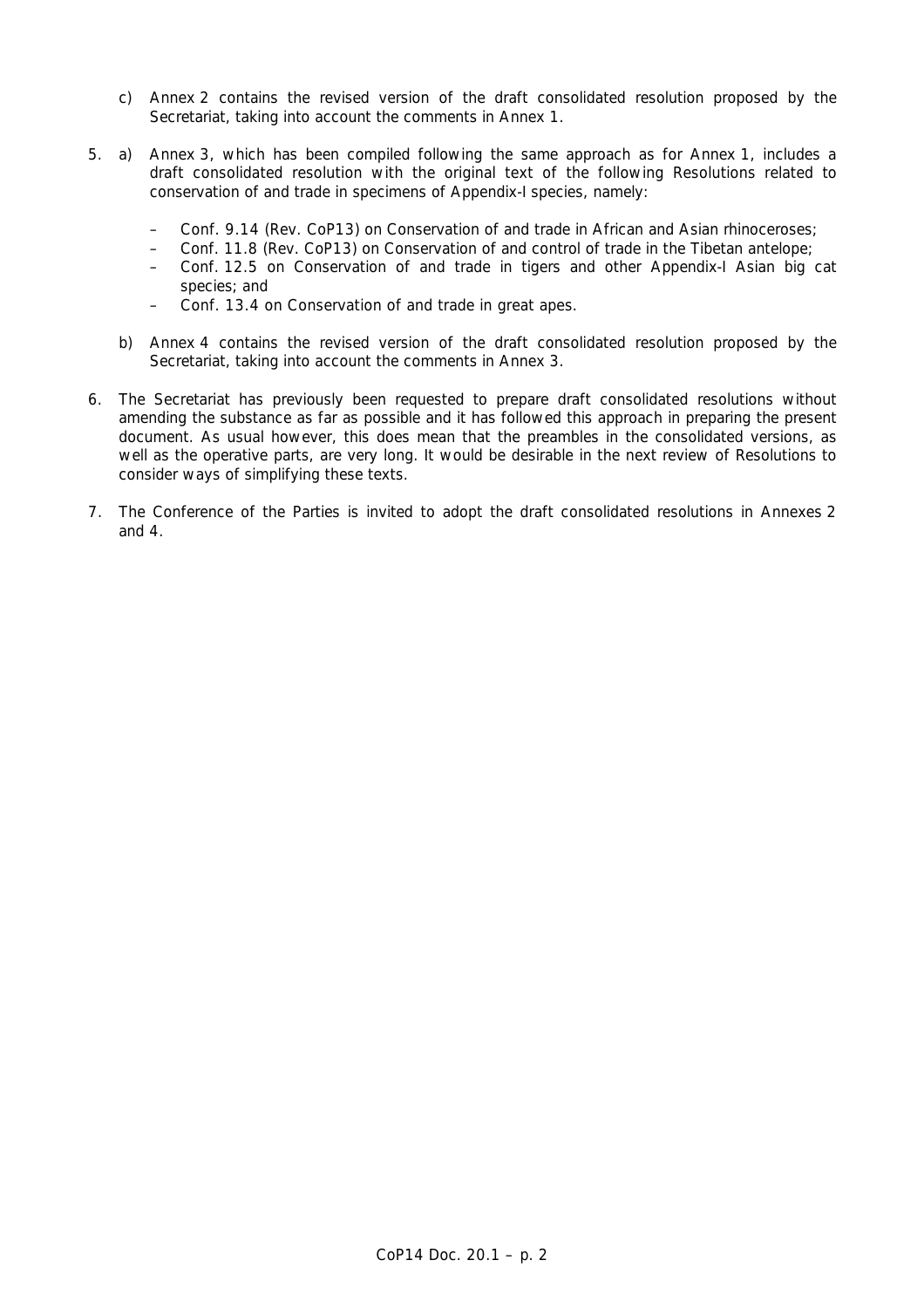c) Annex 2 contains the revised version of the draft consolidated resolution proposed by the Secretariat, taking into account the comments in Annex 1.

5. a) Annex 3, which has been compiled following the same approach as for Annex 1, includes a draft consolidated resolution with the original text of the following Resolutions related to conservation of and trade in specimens of Appendix-I species, namely:

   – Conf. 9.14 (Rev. CoP13) on Conservation of and trade in African and Asian rhinoceroses;
   – Conf. 11.8 (Rev. CoP13) on Conservation of and control of trade in the Tibetan antelope;
   – Conf. 12.5 on Conservation of and trade in tigers and other Appendix-I Asian big cat species; and
   – Conf. 13.4 on Conservation of and trade in great apes.

   b) Annex 4 contains the revised version of the draft consolidated resolution proposed by the Secretariat, taking into account the comments in Annex 3.

6. The Secretariat has previously been requested to prepare draft consolidated resolutions without amending the substance as far as possible and it has followed this approach in preparing the present document. As usual however, this does mean that the preambles in the consolidated versions, as well as the operative parts, are very long. It would be desirable in the next review of Resolutions to consider ways of simplifying these texts.

7. The Conference of the Parties is invited to adopt the draft consolidated resolutions in Annexes 2 and 4.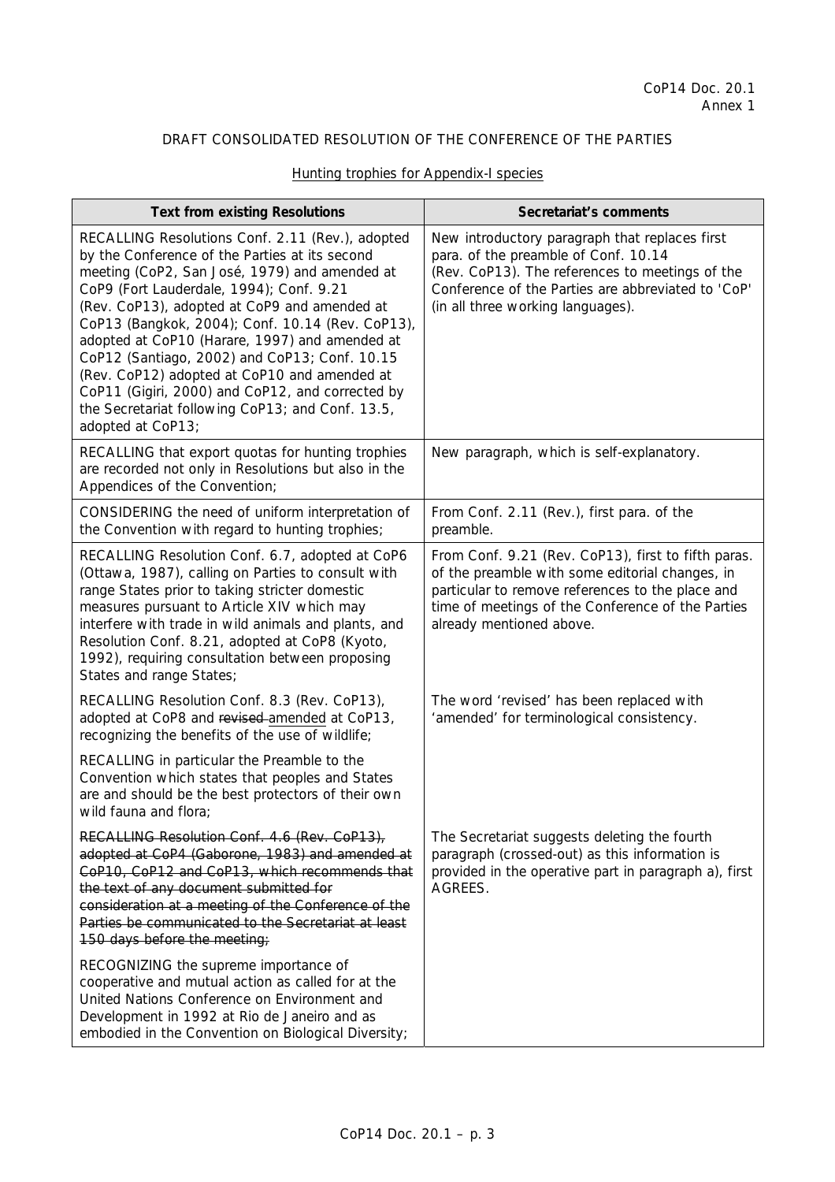CoP14 Doc. 20.1
Annex 1

DRAFT CONSOLIDATED RESOLUTION OF THE CONFERENCE OF THE PARTIES

Hunting trophies for Appendix-I species

| Text from existing Resolutions | Secretariat's comments |
|---|---|
| RECALLING Resolutions Conf. 2.11 (Rev.), adopted by the Conference of the Parties at its second meeting (CoP2, San José, 1979) and amended at CoP9 (Fort Lauderdale, 1994); Conf. 9.21 (Rev. CoP13), adopted at CoP9 and amended at CoP13 (Bangkok, 2004); Conf. 10.14 (Rev. CoP13), adopted at CoP10 (Harare, 1997) and amended at CoP12 (Santiago, 2002) and CoP13; Conf. 10.15 (Rev. CoP12) adopted at CoP10 and amended at CoP11 (Gigiri, 2000) and CoP12, and corrected by the Secretariat following CoP13; and Conf. 13.5, adopted at CoP13; | New introductory paragraph that replaces first para. of the preamble of Conf. 10.14 (Rev. CoP13). The references to meetings of the Conference of the Parties are abbreviated to 'CoP' (in all three working languages). |
| RECALLING that export quotas for hunting trophies are recorded not only in Resolutions but also in the Appendices of the Convention; | New paragraph, which is self-explanatory. |
| CONSIDERING the need of uniform interpretation of the Convention with regard to hunting trophies; | From Conf. 2.11 (Rev.), first para. of the preamble. |
| RECALLING Resolution Conf. 6.7, adopted at CoP6 (Ottawa, 1987), calling on Parties to consult with range States prior to taking stricter domestic measures pursuant to Article XIV which may interfere with trade in wild animals and plants, and Resolution Conf. 8.21, adopted at CoP8 (Kyoto, 1992), requiring consultation between proposing States and range States;<br><br>RECALLING Resolution Conf. 8.3 (Rev. CoP13), adopted at CoP8 and ~~revised~~ <u>amended</u> at CoP13, recognizing the benefits of the use of wildlife;<br><br>RECALLING in particular the Preamble to the Convention which states that peoples and States are and should be the best protectors of their own wild fauna and flora;<br><br>~~RECALLING Resolution Conf. 4.6 (Rev. CoP13), adopted at CoP4 (Gaborone, 1983) and amended at CoP10, CoP12 and CoP13, which recommends that the text of any document submitted for consideration at a meeting of the Conference of the Parties be communicated to the Secretariat at least 150 days before the meeting;~~<br><br>RECOGNIZING the supreme importance of cooperative and mutual action as called for at the United Nations Conference on Environment and Development in 1992 at Rio de Janeiro and as embodied in the Convention on Biological Diversity; | From Conf. 9.21 (Rev. CoP13), first to fifth paras. of the preamble with some editorial changes, in particular to remove references to the place and time of meetings of the Conference of the Parties already mentioned above.<br><br>The word 'revised' has been replaced with 'amended' for terminological consistency.<br><br>The Secretariat suggests deleting the fourth paragraph (crossed-out) as this information is provided in the operative part in paragraph a), first AGREES. |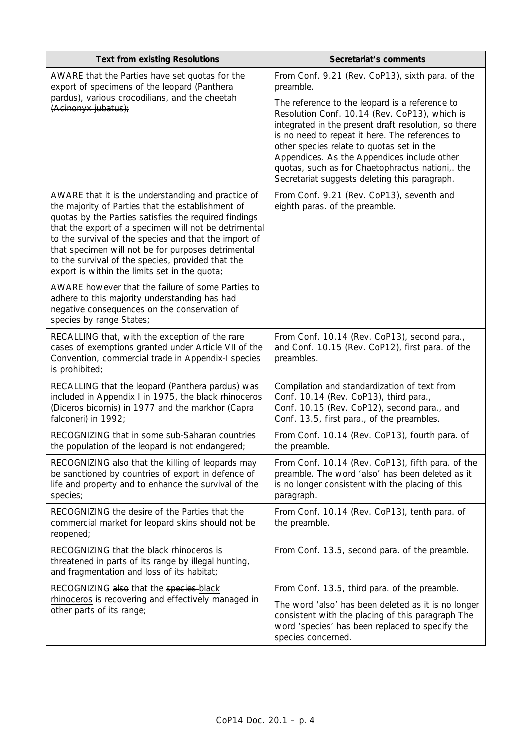| Text from existing Resolutions | Secretariat's comments |
|---|---|
| ~~AWARE that the Parties have set quotas for the export of specimens of the leopard (Panthera pardus), various crocodilians, and the cheetah (Acinonyx jubatus);~~ | From Conf. 9.21 (Rev. CoP13), sixth para. of the preamble.<br><br>The reference to the leopard is a reference to Resolution Conf. 10.14 (Rev. CoP13), which is integrated in the present draft resolution, so there is no need to repeat it here. The references to other species relate to quotas set in the Appendices. As the Appendices include other quotas, such as for Chaetophractus nationi,. the Secretariat suggests deleting this paragraph. |
| AWARE that it is the understanding and practice of the majority of Parties that the establishment of quotas by the Parties satisfies the required findings that the export of a specimen will not be detrimental to the survival of the species and that the import of that specimen will not be for purposes detrimental to the survival of the species, provided that the export is within the limits set in the quota;<br><br>AWARE however that the failure of some Parties to adhere to this majority understanding has had negative consequences on the conservation of species by range States; | From Conf. 9.21 (Rev. CoP13), seventh and eighth paras. of the preamble. |
| RECALLING that, with the exception of the rare cases of exemptions granted under Article VII of the Convention, commercial trade in Appendix-I species is prohibited; | From Conf. 10.14 (Rev. CoP13), second para., and Conf. 10.15 (Rev. CoP12), first para. of the preambles. |
| RECALLING that the leopard (Panthera pardus) was included in Appendix I in 1975, the black rhinoceros (Diceros bicornis) in 1977 and the markhor (Capra falconeri) in 1992; | Compilation and standardization of text from Conf. 10.14 (Rev. CoP13), third para., Conf. 10.15 (Rev. CoP12), second para., and Conf. 13.5, first para., of the preambles. |
| RECOGNIZING that in some sub-Saharan countries the population of the leopard is not endangered; | From Conf. 10.14 (Rev. CoP13), fourth para. of the preamble. |
| RECOGNIZING ~~also~~ that the killing of leopards may be sanctioned by countries of export in defence of life and property and to enhance the survival of the species; | From Conf. 10.14 (Rev. CoP13), fifth para. of the preamble. The word 'also' has been deleted as it is no longer consistent with the placing of this paragraph. |
| RECOGNIZING the desire of the Parties that the commercial market for leopard skins should not be reopened; | From Conf. 10.14 (Rev. CoP13), tenth para. of the preamble. |
| RECOGNIZING that the black rhinoceros is threatened in parts of its range by illegal hunting, and fragmentation and loss of its habitat; | From Conf. 13.5, second para. of the preamble. |
| RECOGNIZING ~~also~~ that the ~~species~~ <u>black rhinoceros</u> is recovering and effectively managed in other parts of its range; | From Conf. 13.5, third para. of the preamble.<br><br>The word 'also' has been deleted as it is no longer consistent with the placing of this paragraph The word 'species' has been replaced to specify the species concerned. |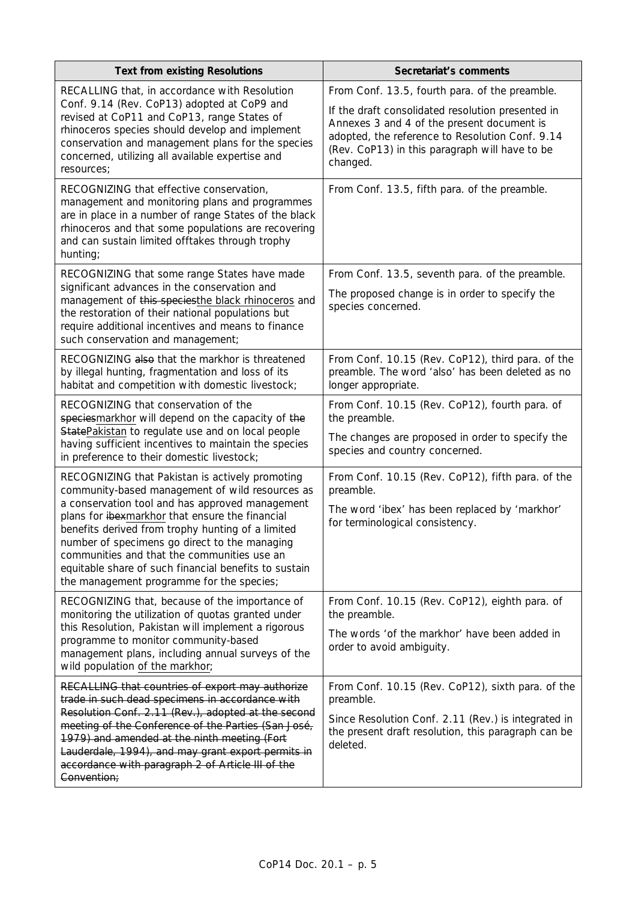| Text from existing Resolutions | Secretariat's comments |
|---|---|
| RECALLING that, in accordance with Resolution Conf. 9.14 (Rev. CoP13) adopted at CoP9 and revised at CoP11 and CoP13, range States of rhinoceros species should develop and implement conservation and management plans for the species concerned, utilizing all available expertise and resources; | From Conf. 13.5, fourth para. of the preamble.<br><br>If the draft consolidated resolution presented in Annexes 3 and 4 of the present document is adopted, the reference to Resolution Conf. 9.14 (Rev. CoP13) in this paragraph will have to be changed. |
| RECOGNIZING that effective conservation, management and monitoring plans and programmes are in place in a number of range States of the black rhinoceros and that some populations are recovering and can sustain limited offtakes through trophy hunting; | From Conf. 13.5, fifth para. of the preamble. |
| RECOGNIZING that some range States have made significant advances in the conservation and management of ~~this species~~<u>the black rhinoceros</u> and the restoration of their national populations but require additional incentives and means to finance such conservation and management; | From Conf. 13.5, seventh para. of the preamble.<br><br>The proposed change is in order to specify the species concerned. |
| RECOGNIZING ~~also~~ that the markhor is threatened by illegal hunting, fragmentation and loss of its habitat and competition with domestic livestock; | From Conf. 10.15 (Rev. CoP12), third para. of the preamble. The word 'also' has been deleted as no longer appropriate. |
| RECOGNIZING that conservation of the ~~species~~<u>markhor</u> will depend on the capacity of ~~the State~~<u>Pakistan</u> to regulate use and on local people having sufficient incentives to maintain the species in preference to their domestic livestock; | From Conf. 10.15 (Rev. CoP12), fourth para. of the preamble.<br><br>The changes are proposed in order to specify the species and country concerned. |
| RECOGNIZING that Pakistan is actively promoting community-based management of wild resources as a conservation tool and has approved management plans for ~~ibex~~<u>markhor</u> that ensure the financial benefits derived from trophy hunting of a limited number of specimens go direct to the managing communities and that the communities use an equitable share of such financial benefits to sustain the management programme for the species; | From Conf. 10.15 (Rev. CoP12), fifth para. of the preamble.<br><br>The word 'ibex' has been replaced by 'markhor' for terminological consistency. |
| RECOGNIZING that, because of the importance of monitoring the utilization of quotas granted under this Resolution, Pakistan will implement a rigorous programme to monitor community-based management plans, including annual surveys of the wild population <u>of the markhor</u>; | From Conf. 10.15 (Rev. CoP12), eighth para. of the preamble.<br><br>The words 'of the markhor' have been added in order to avoid ambiguity. |
| ~~RECALLING that countries of export may authorize trade in such dead specimens in accordance with Resolution Conf. 2.11 (Rev.), adopted at the second meeting of the Conference of the Parties (San José, 1979) and amended at the ninth meeting (Fort Lauderdale, 1994), and may grant export permits in accordance with paragraph 2 of Article III of the Convention;~~ | From Conf. 10.15 (Rev. CoP12), sixth para. of the preamble.<br><br>Since Resolution Conf. 2.11 (Rev.) is integrated in the present draft resolution, this paragraph can be deleted. |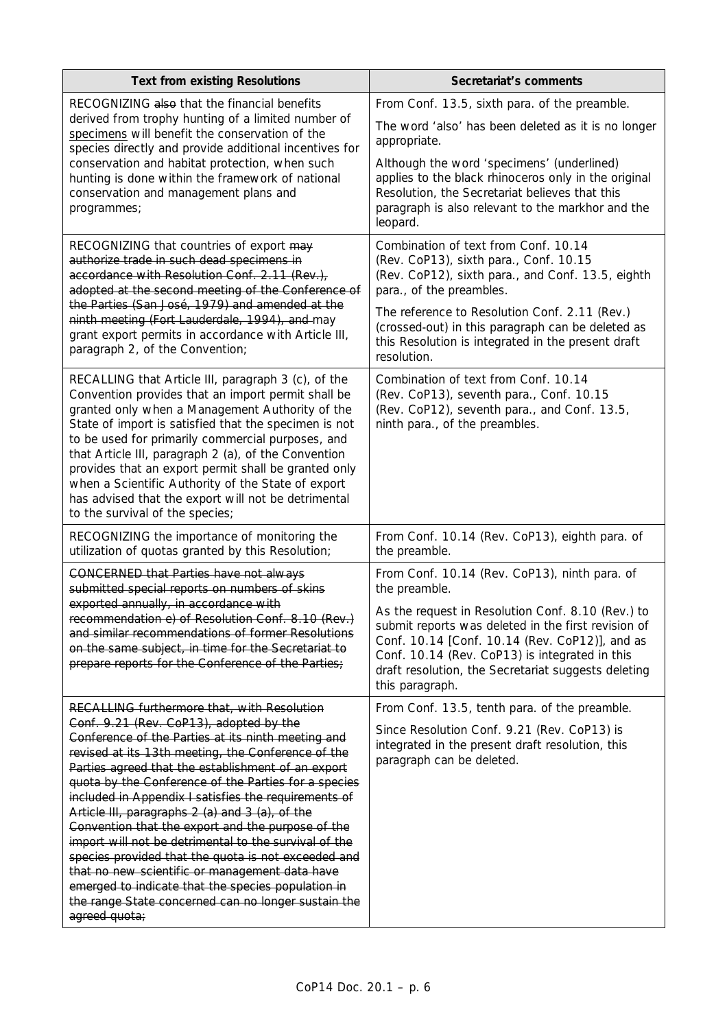| Text from existing Resolutions | Secretariat's comments |
|---|---|
| RECOGNIZING ~~also~~ that the financial benefits derived from trophy hunting of a limited number of <u>specimens</u> will benefit the conservation of the species directly and provide additional incentives for conservation and habitat protection, when such hunting is done within the framework of national conservation and management plans and programmes; | From Conf. 13.5, sixth para. of the preamble.<br><br>The word 'also' has been deleted as it is no longer appropriate.<br><br>Although the word 'specimens' (underlined) applies to the black rhinoceros only in the original Resolution, the Secretariat believes that this paragraph is also relevant to the markhor and the leopard. |
| RECOGNIZING that countries of export ~~may authorize trade in such dead specimens in accordance with Resolution Conf. 2.11 (Rev.), adopted at the second meeting of the Conference of the Parties (San José, 1979) and amended at the ninth meeting (Fort Lauderdale, 1994), and~~ may grant export permits in accordance with Article III, paragraph 2, of the Convention; | Combination of text from Conf. 10.14 (Rev. CoP13), sixth para., Conf. 10.15 (Rev. CoP12), sixth para., and Conf. 13.5, eighth para., of the preambles.<br><br>The reference to Resolution Conf. 2.11 (Rev.) (crossed-out) in this paragraph can be deleted as this Resolution is integrated in the present draft resolution. |
| RECALLING that Article III, paragraph 3 (c), of the Convention provides that an import permit shall be granted only when a Management Authority of the State of import is satisfied that the specimen is not to be used for primarily commercial purposes, and that Article III, paragraph 2 (a), of the Convention provides that an export permit shall be granted only when a Scientific Authority of the State of export has advised that the export will not be detrimental to the survival of the species; | Combination of text from Conf. 10.14 (Rev. CoP13), seventh para., Conf. 10.15 (Rev. CoP12), seventh para., and Conf. 13.5, ninth para., of the preambles. |
| RECOGNIZING the importance of monitoring the utilization of quotas granted by this Resolution; | From Conf. 10.14 (Rev. CoP13), eighth para. of the preamble. |
| ~~CONCERNED that Parties have not always submitted special reports on numbers of skins exported annually, in accordance with recommendation e) of Resolution Conf. 8.10 (Rev.) and similar recommendations of former Resolutions on the same subject, in time for the Secretariat to prepare reports for the Conference of the Parties;~~ | From Conf. 10.14 (Rev. CoP13), ninth para. of the preamble.<br><br>As the request in Resolution Conf. 8.10 (Rev.) to submit reports was deleted in the first revision of Conf. 10.14 [Conf. 10.14 (Rev. CoP12)], and as Conf. 10.14 (Rev. CoP13) is integrated in this draft resolution, the Secretariat suggests deleting this paragraph. |
| ~~RECALLING furthermore that, with Resolution Conf. 9.21 (Rev. CoP13), adopted by the Conference of the Parties at its ninth meeting and revised at its 13th meeting, the Conference of the Parties agreed that the establishment of an export quota by the Conference of the Parties for a species included in Appendix I satisfies the requirements of Article III, paragraphs 2 (a) and 3 (a), of the Convention that the export and the purpose of the import will not be detrimental to the survival of the species provided that the quota is not exceeded and that no new scientific or management data have emerged to indicate that the species population in the range State concerned can no longer sustain the agreed quota;~~ | From Conf. 13.5, tenth para. of the preamble.<br><br>Since Resolution Conf. 9.21 (Rev. CoP13) is integrated in the present draft resolution, this paragraph can be deleted. |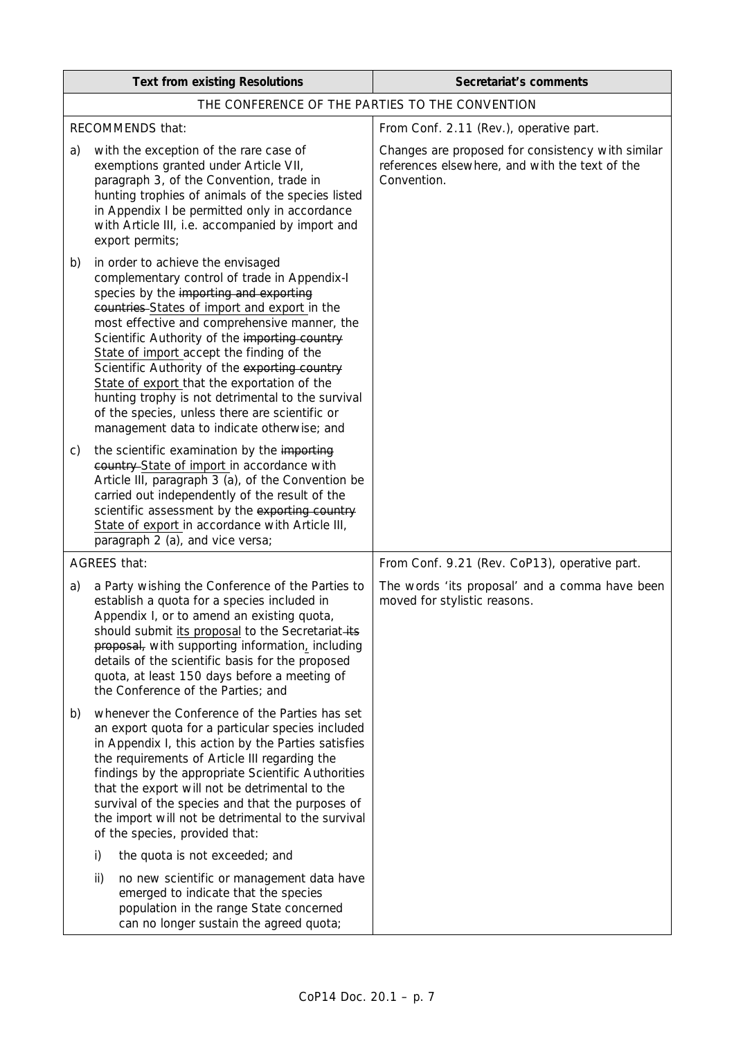| Text from existing Resolutions | Secretariat's comments |
|---|---|
| THE CONFERENCE OF THE PARTIES TO THE CONVENTION | |
| RECOMMENDS that: | From Conf. 2.11 (Rev.), operative part. |
| a) with the exception of the rare case of exemptions granted under Article VII, paragraph 3, of the Convention, trade in hunting trophies of animals of the species listed in Appendix I be permitted only in accordance with Article III, i.e. accompanied by import and export permits; | Changes are proposed for consistency with similar references elsewhere, and with the text of the Convention. |
| b) in order to achieve the envisaged complementary control of trade in Appendix-I species by the ~~importing and exporting countries~~ States of import and export in the most effective and comprehensive manner, the Scientific Authority of the ~~importing country~~ State of import accept the finding of the Scientific Authority of the ~~exporting country~~ State of export that the exportation of the hunting trophy is not detrimental to the survival of the species, unless there are scientific or management data to indicate otherwise; and | |
| c) the scientific examination by the ~~importing country~~ State of import in accordance with Article III, paragraph 3 (a), of the Convention be carried out independently of the result of the scientific assessment by the ~~exporting country~~ State of export in accordance with Article III, paragraph 2 (a), and vice versa; | |
| AGREES that: | From Conf. 9.21 (Rev. CoP13), operative part. |
| a) a Party wishing the Conference of the Parties to establish a quota for a species included in Appendix I, or to amend an existing quota, should submit its proposal to the Secretariat ~~its proposal,~~ with supporting information, including details of the scientific basis for the proposed quota, at least 150 days before a meeting of the Conference of the Parties; and | The words 'its proposal' and a comma have been moved for stylistic reasons. |
| b) whenever the Conference of the Parties has set an export quota for a particular species included in Appendix I, this action by the Parties satisfies the requirements of Article III regarding the findings by the appropriate Scientific Authorities that the export will not be detrimental to the survival of the species and that the purposes of the import will not be detrimental to the survival of the species, provided that:<br>i) the quota is not exceeded; and<br>ii) no new scientific or management data have emerged to indicate that the species population in the range State concerned can no longer sustain the agreed quota; | |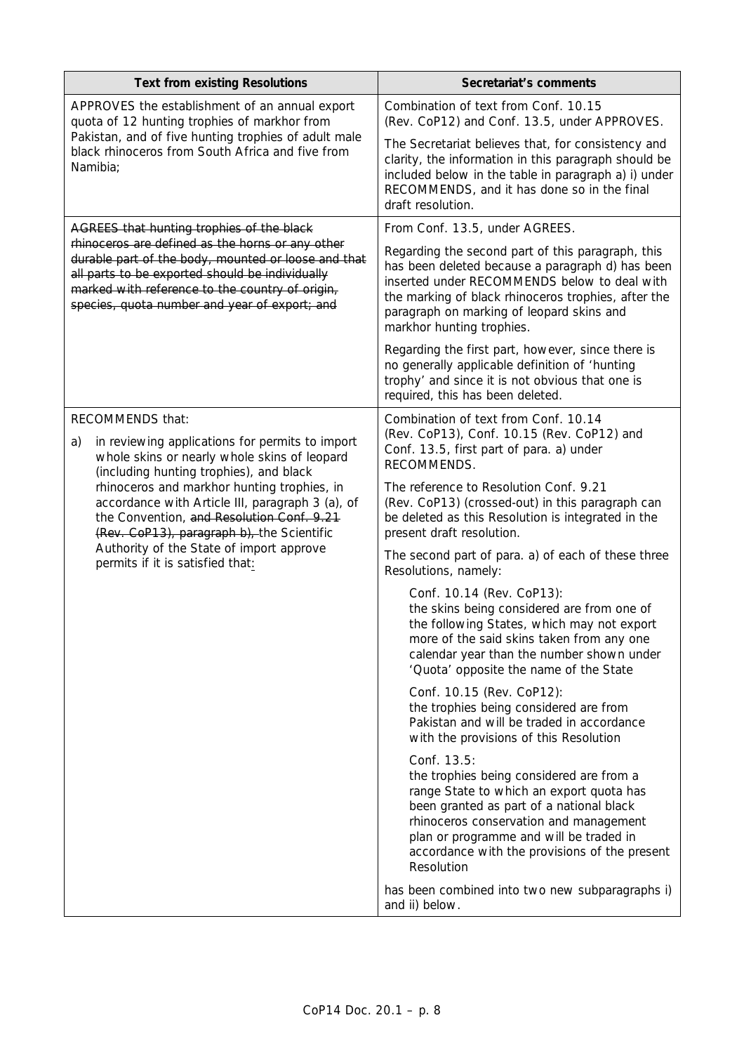| Text from existing Resolutions | Secretariat's comments |
|---|---|
| APPROVES the establishment of an annual export quota of 12 hunting trophies of markhor from Pakistan, and of five hunting trophies of adult male black rhinoceros from South Africa and five from Namibia; | Combination of text from Conf. 10.15 (Rev. CoP12) and Conf. 13.5, under APPROVES.<br><br>The Secretariat believes that, for consistency and clarity, the information in this paragraph should be included below in the table in paragraph a) i) under RECOMMENDS, and it has done so in the final draft resolution. |
| ~~AGREES that hunting trophies of the black rhinoceros are defined as the horns or any other durable part of the body, mounted or loose and that all parts to be exported should be individually marked with reference to the country of origin, species, quota number and year of export; and~~ | From Conf. 13.5, under AGREES.<br><br>Regarding the second part of this paragraph, this has been deleted because a paragraph d) has been inserted under RECOMMENDS below to deal with the marking of black rhinoceros trophies, after the paragraph on marking of leopard skins and markhor hunting trophies.<br><br>Regarding the first part, however, since there is no generally applicable definition of 'hunting trophy' and since it is not obvious that one is required, this has been deleted. |
| RECOMMENDS that:<br><br>a) in reviewing applications for permits to import whole skins or nearly whole skins of leopard (including hunting trophies), and black rhinoceros and markhor hunting trophies, in accordance with Article III, paragraph 3 (a), of the Convention, ~~and Resolution Conf. 9.21 (Rev. CoP13), paragraph b),~~ the Scientific Authority of the State of import approve permits if it is satisfied that<u>:</u> | Combination of text from Conf. 10.14 (Rev. CoP13), Conf. 10.15 (Rev. CoP12) and Conf. 13.5, first part of para. a) under RECOMMENDS.<br><br>The reference to Resolution Conf. 9.21 (Rev. CoP13) (crossed-out) in this paragraph can be deleted as this Resolution is integrated in the present draft resolution.<br><br>The second part of para. a) of each of these three Resolutions, namely:<br><br>Conf. 10.14 (Rev. CoP13):<br>the skins being considered are from one of the following States, which may not export more of the said skins taken from any one calendar year than the number shown under 'Quota' opposite the name of the State<br><br>Conf. 10.15 (Rev. CoP12):<br>the trophies being considered are from Pakistan and will be traded in accordance with the provisions of this Resolution<br><br>Conf. 13.5:<br>the trophies being considered are from a range State to which an export quota has been granted as part of a national black rhinoceros conservation and management plan or programme and will be traded in accordance with the provisions of the present Resolution<br><br>has been combined into two new subparagraphs i) and ii) below. |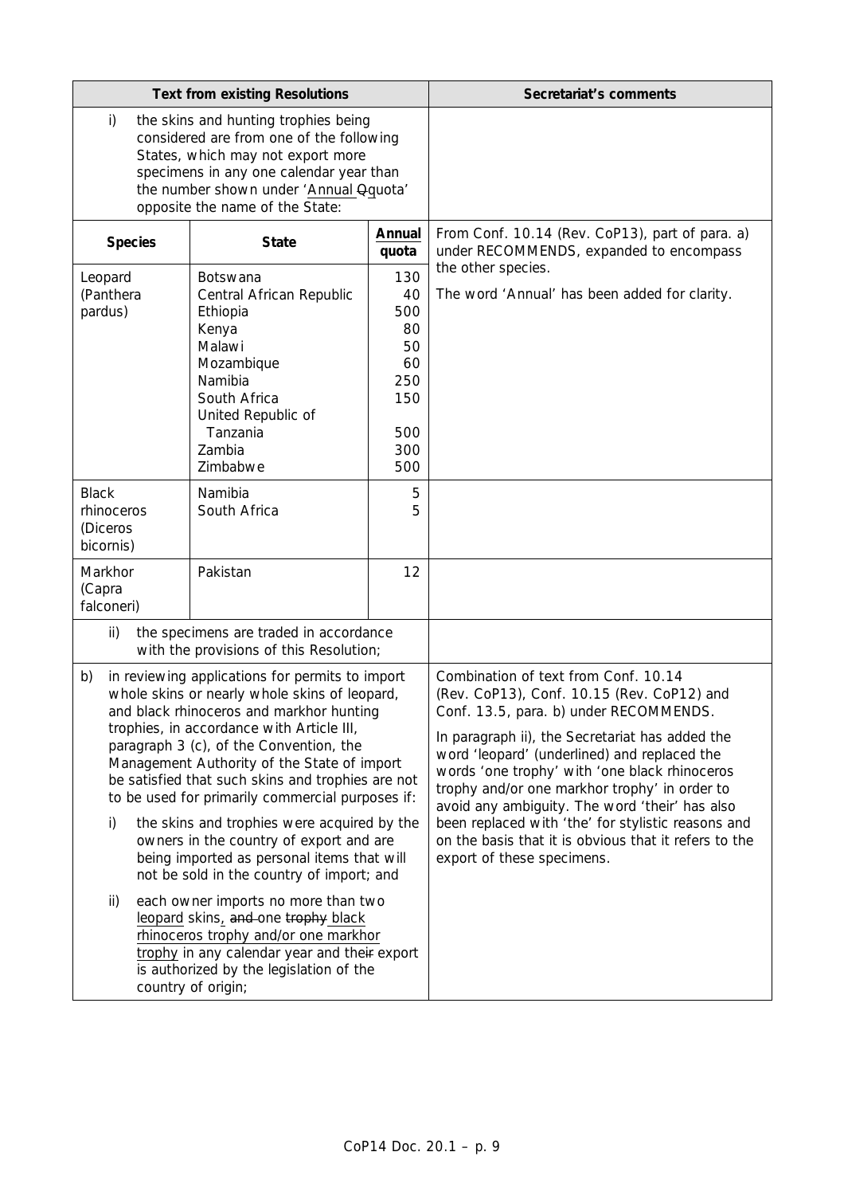| Text from existing Resolutions | | | Secretariat's comments |
|---|---|---|---|
| i) the skins and hunting trophies being considered are from one of the following States, which may not export more specimens in any one calendar year than the number shown under 'Annual ~~Q~~quota' opposite the name of the State: | | | |
| **Species** | **State** | **Annual quota** | From Conf. 10.14 (Rev. CoP13), part of para. a) under RECOMMENDS, expanded to encompass the other species.<br><br>The word 'Annual' has been added for clarity. |
| Leopard (*Panthera pardus*) | Botswana<br>Central African Republic<br>Ethiopia<br>Kenya<br>Malawi<br>Mozambique<br>Namibia<br>South Africa<br>United Republic of Tanzania<br>Zambia<br>Zimbabwe | 130<br>40<br>500<br>80<br>50<br>60<br>250<br>150<br>500<br>300<br>500 | |
| Black rhinoceros (*Diceros bicornis*) | Namibia<br>South Africa | 5<br>5 | |
| Markhor (*Capra falconeri*) | Pakistan | 12 | |
| ii) the specimens are traded in accordance with the provisions of this Resolution; | | | |
| b) in reviewing applications for permits to import whole skins or nearly whole skins of leopard, and black rhinoceros and markhor hunting trophies, in accordance with Article III, paragraph 3 (c), of the Convention, the Management Authority of the State of import be satisfied that such skins and trophies are not to be used for primarily commercial purposes if:<br><br>i) the skins and trophies were acquired by the owners in the country of export and are being imported as personal items that will not be sold in the country of import; and<br><br>ii) each owner imports no more than two leopard skins, ~~and~~ one ~~trophy~~ black rhinoceros trophy and/or one markhor trophy in any calendar year and ~~their~~ the export is authorized by the legislation of the country of origin; | | | Combination of text from Conf. 10.14 (Rev. CoP13), Conf. 10.15 (Rev. CoP12) and Conf. 13.5, para. b) under RECOMMENDS.<br><br>In paragraph ii), the Secretariat has added the word 'leopard' (underlined) and replaced the words 'one trophy' with 'one black rhinoceros trophy and/or one markhor trophy' in order to avoid any ambiguity. The word 'their' has also been replaced with 'the' for stylistic reasons and on the basis that it is obvious that it refers to the export of these specimens. |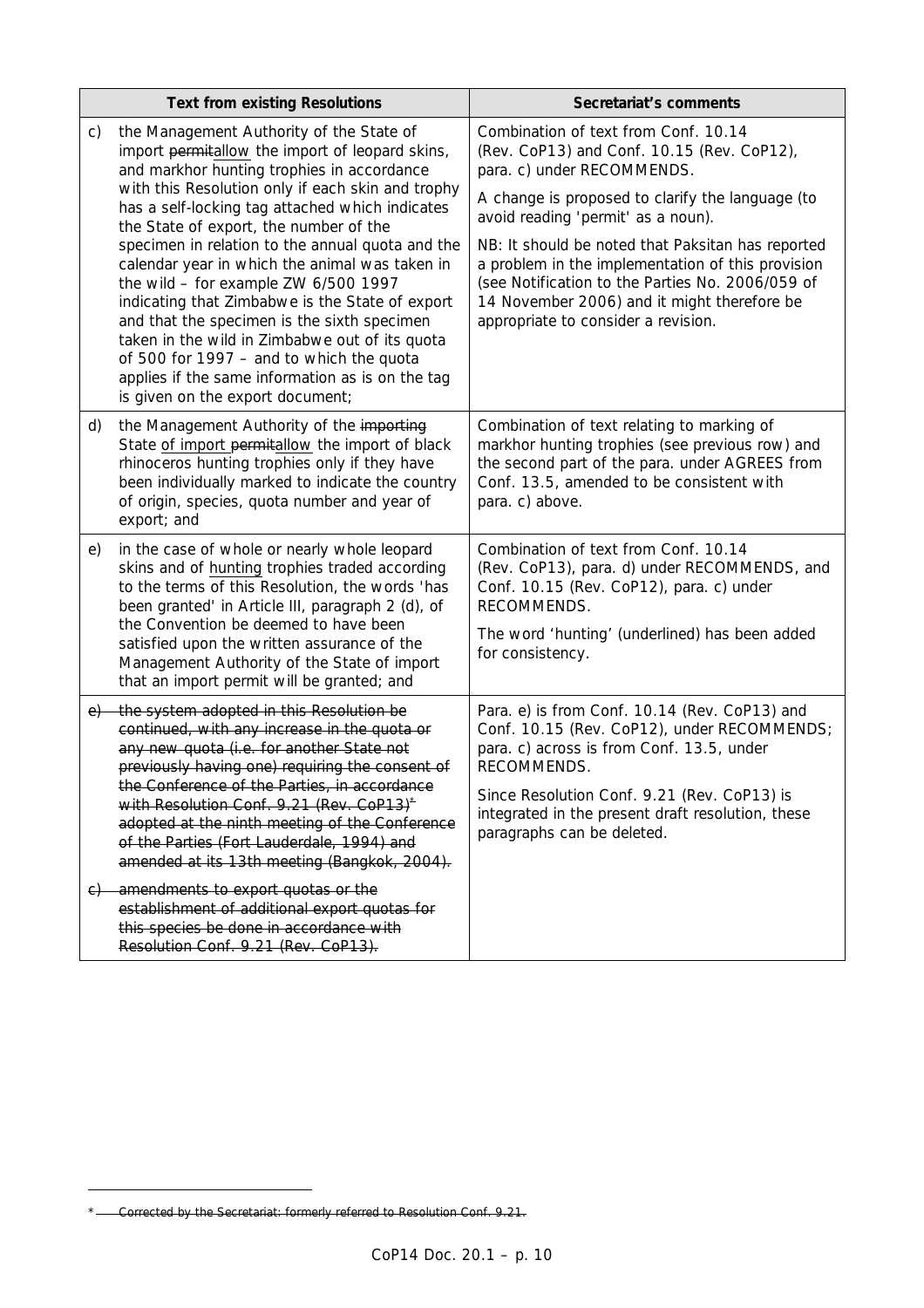| Text from existing Resolutions | Secretariat's comments |
|---|---|
| c) the Management Authority of the State of import ~~permit~~allow the import of leopard skins, and markhor hunting trophies in accordance with this Resolution only if each skin and trophy has a self-locking tag attached which indicates the State of export, the number of the specimen in relation to the annual quota and the calendar year in which the animal was taken in the wild – for example ZW 6/500 1997 indicating that Zimbabwe is the State of export and that the specimen is the sixth specimen taken in the wild in Zimbabwe out of its quota of 500 for 1997 – and to which the quota applies if the same information as is on the tag is given on the export document; | Combination of text from Conf. 10.14 (Rev. CoP13) and Conf. 10.15 (Rev. CoP12), para. c) under RECOMMENDS.<br><br>A change is proposed to clarify the language (to avoid reading 'permit' as a noun).<br><br>NB: It should be noted that Paksitan has reported a problem in the implementation of this provision (see Notification to the Parties No. 2006/059 of 14 November 2006) and it might therefore be appropriate to consider a revision. |
| d) the Management Authority of the ~~importing~~ State <u>of import</u> ~~permit~~allow the import of black rhinoceros hunting trophies only if they have been individually marked to indicate the country of origin, species, quota number and year of export; and | Combination of text relating to marking of markhor hunting trophies (see previous row) and the second part of the para. under AGREES from Conf. 13.5, amended to be consistent with para. c) above. |
| e) in the case of whole or nearly whole leopard skins and of <u>hunting</u> trophies traded according to the terms of this Resolution, the words 'has been granted' in Article III, paragraph 2 (d), of the Convention be deemed to have been satisfied upon the written assurance of the Management Authority of the State of import that an import permit will be granted; and | Combination of text from Conf. 10.14 (Rev. CoP13), para. d) under RECOMMENDS, and Conf. 10.15 (Rev. CoP12), para. c) under RECOMMENDS.<br><br>The word 'hunting' (underlined) has been added for consistency. |
| ~~e) the system adopted in this Resolution be continued, with any increase in the quota or any new quota (i.e. for another State not previously having one) requiring the consent of the Conference of the Parties, in accordance with Resolution Conf. 9.21 (Rev. CoP13)[*] adopted at the ninth meeting of the Conference of the Parties (Fort Lauderdale, 1994) and amended at its 13th meeting (Bangkok, 2004).~~<br><br>~~c) amendments to export quotas or the establishment of additional export quotas for this species be done in accordance with Resolution Conf. 9.21 (Rev. CoP13).~~ | Para. e) is from Conf. 10.14 (Rev. CoP13) and Conf. 10.15 (Rev. CoP12), under RECOMMENDS; para. c) across is from Conf. 13.5, under RECOMMENDS.<br><br>Since Resolution Conf. 9.21 (Rev. CoP13) is integrated in the present draft resolution, these paragraphs can be deleted. |

~~[*] Corrected by the Secretariat: formerly referred to Resolution Conf. 9.21.~~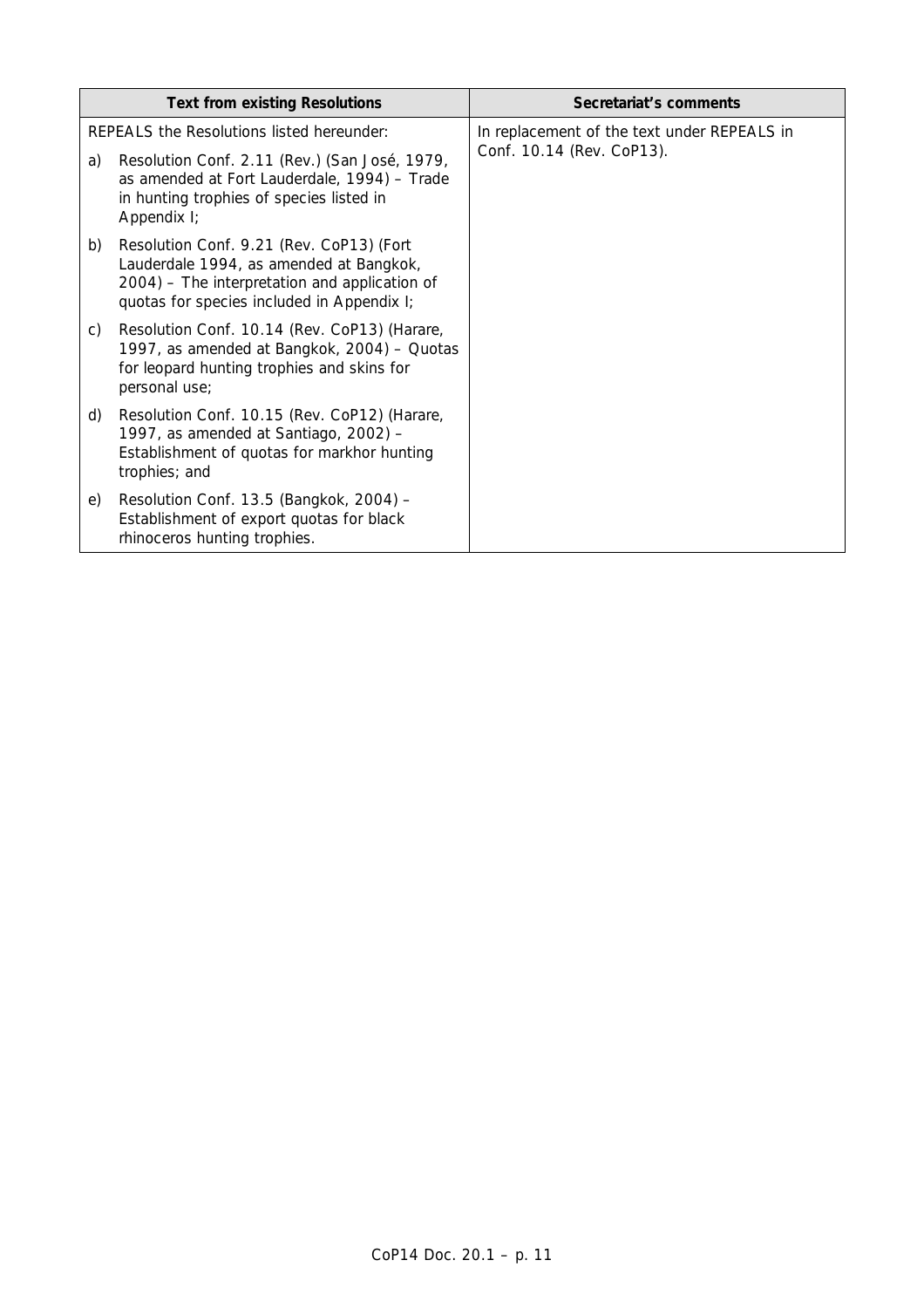| Text from existing Resolutions | Secretariat's comments |
|---|---|
| REPEALS the Resolutions listed hereunder:<br><br>a) Resolution Conf. 2.11 (Rev.) (San José, 1979, as amended at Fort Lauderdale, 1994) – Trade in hunting trophies of species listed in Appendix I;<br><br>b) Resolution Conf. 9.21 (Rev. CoP13) (Fort Lauderdale 1994, as amended at Bangkok, 2004) – The interpretation and application of quotas for species included in Appendix I;<br><br>c) Resolution Conf. 10.14 (Rev. CoP13) (Harare, 1997, as amended at Bangkok, 2004) – Quotas for leopard hunting trophies and skins for personal use;<br><br>d) Resolution Conf. 10.15 (Rev. CoP12) (Harare, 1997, as amended at Santiago, 2002) – Establishment of quotas for markhor hunting trophies; and<br><br>e) Resolution Conf. 13.5 (Bangkok, 2004) – Establishment of export quotas for black rhinoceros hunting trophies. | In replacement of the text under REPEALS in Conf. 10.14 (Rev. CoP13). |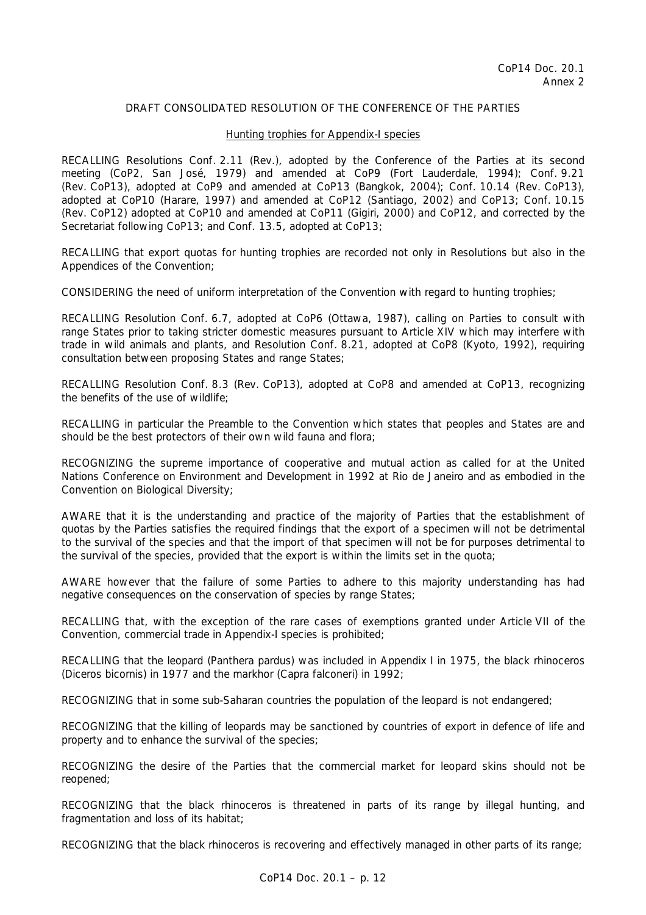CoP14 Doc. 20.1
Annex 2

DRAFT CONSOLIDATED RESOLUTION OF THE CONFERENCE OF THE PARTIES

Hunting trophies for Appendix-I species

RECALLING Resolutions Conf. 2.11 (Rev.), adopted by the Conference of the Parties at its second meeting (CoP2, San José, 1979) and amended at CoP9 (Fort Lauderdale, 1994); Conf. 9.21 (Rev. CoP13), adopted at CoP9 and amended at CoP13 (Bangkok, 2004); Conf. 10.14 (Rev. CoP13), adopted at CoP10 (Harare, 1997) and amended at CoP12 (Santiago, 2002) and CoP13; Conf. 10.15 (Rev. CoP12) adopted at CoP10 and amended at CoP11 (Gigiri, 2000) and CoP12, and corrected by the Secretariat following CoP13; and Conf. 13.5, adopted at CoP13;

RECALLING that export quotas for hunting trophies are recorded not only in Resolutions but also in the Appendices of the Convention;

CONSIDERING the need of uniform interpretation of the Convention with regard to hunting trophies;

RECALLING Resolution Conf. 6.7, adopted at CoP6 (Ottawa, 1987), calling on Parties to consult with range States prior to taking stricter domestic measures pursuant to Article XIV which may interfere with trade in wild animals and plants, and Resolution Conf. 8.21, adopted at CoP8 (Kyoto, 1992), requiring consultation between proposing States and range States;

RECALLING Resolution Conf. 8.3 (Rev. CoP13), adopted at CoP8 and amended at CoP13, recognizing the benefits of the use of wildlife;

RECALLING in particular the Preamble to the Convention which states that peoples and States are and should be the best protectors of their own wild fauna and flora;

RECOGNIZING the supreme importance of cooperative and mutual action as called for at the United Nations Conference on Environment and Development in 1992 at Rio de Janeiro and as embodied in the Convention on Biological Diversity;

AWARE that it is the understanding and practice of the majority of Parties that the establishment of quotas by the Parties satisfies the required findings that the export of a specimen will not be detrimental to the survival of the species and that the import of that specimen will not be for purposes detrimental to the survival of the species, provided that the export is within the limits set in the quota;

AWARE however that the failure of some Parties to adhere to this majority understanding has had negative consequences on the conservation of species by range States;

RECALLING that, with the exception of the rare cases of exemptions granted under Article VII of the Convention, commercial trade in Appendix-I species is prohibited;

RECALLING that the leopard (*Panthera pardus*) was included in Appendix I in 1975, the black rhinoceros (*Diceros bicornis*) in 1977 and the markhor (*Capra falconeri*) in 1992;

RECOGNIZING that in some sub-Saharan countries the population of the leopard is not endangered;

RECOGNIZING that the killing of leopards may be sanctioned by countries of export in defence of life and property and to enhance the survival of the species;

RECOGNIZING the desire of the Parties that the commercial market for leopard skins should not be reopened;

RECOGNIZING that the black rhinoceros is threatened in parts of its range by illegal hunting, and fragmentation and loss of its habitat;

RECOGNIZING that the black rhinoceros is recovering and effectively managed in other parts of its range;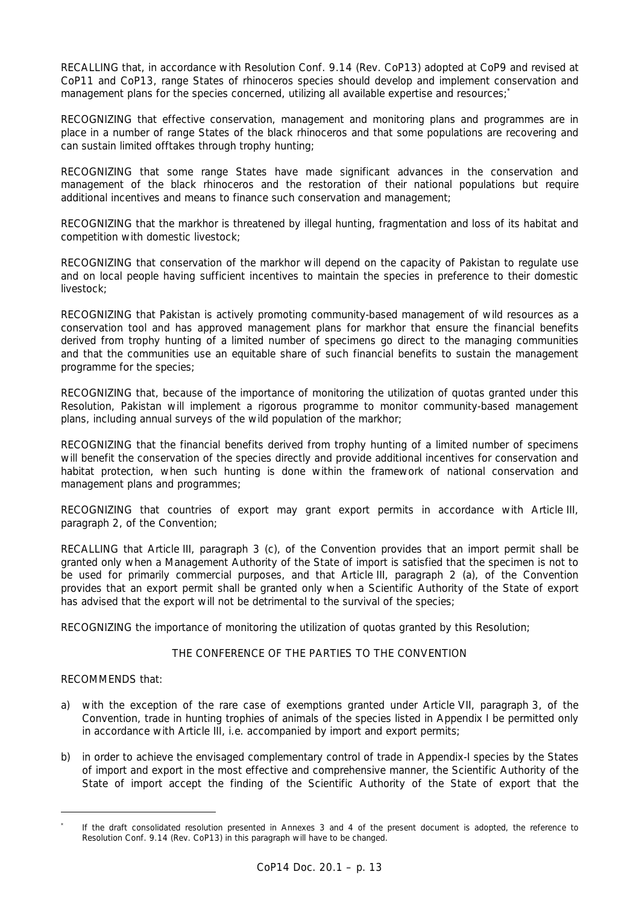RECALLING that, in accordance with Resolution Conf. 9.14 (Rev. CoP13) adopted at CoP9 and revised at CoP11 and CoP13, range States of rhinoceros species should develop and implement conservation and management plans for the species concerned, utilizing all available expertise and resources;*

RECOGNIZING that effective conservation, management and monitoring plans and programmes are in place in a number of range States of the black rhinoceros and that some populations are recovering and can sustain limited offtakes through trophy hunting;

RECOGNIZING that some range States have made significant advances in the conservation and management of the black rhinoceros and the restoration of their national populations but require additional incentives and means to finance such conservation and management;

RECOGNIZING that the markhor is threatened by illegal hunting, fragmentation and loss of its habitat and competition with domestic livestock;

RECOGNIZING that conservation of the markhor will depend on the capacity of Pakistan to regulate use and on local people having sufficient incentives to maintain the species in preference to their domestic livestock;

RECOGNIZING that Pakistan is actively promoting community-based management of wild resources as a conservation tool and has approved management plans for markhor that ensure the financial benefits derived from trophy hunting of a limited number of specimens go direct to the managing communities and that the communities use an equitable share of such financial benefits to sustain the management programme for the species;

RECOGNIZING that, because of the importance of monitoring the utilization of quotas granted under this Resolution, Pakistan will implement a rigorous programme to monitor community-based management plans, including annual surveys of the wild population of the markhor;

RECOGNIZING that the financial benefits derived from trophy hunting of a limited number of specimens will benefit the conservation of the species directly and provide additional incentives for conservation and habitat protection, when such hunting is done within the framework of national conservation and management plans and programmes;

RECOGNIZING that countries of export may grant export permits in accordance with Article III, paragraph 2, of the Convention;

RECALLING that Article III, paragraph 3 (c), of the Convention provides that an import permit shall be granted only when a Management Authority of the State of import is satisfied that the specimen is not to be used for primarily commercial purposes, and that Article III, paragraph 2 (a), of the Convention provides that an export permit shall be granted only when a Scientific Authority of the State of export has advised that the export will not be detrimental to the survival of the species;

RECOGNIZING the importance of monitoring the utilization of quotas granted by this Resolution;

THE CONFERENCE OF THE PARTIES TO THE CONVENTION

RECOMMENDS that:

a) with the exception of the rare case of exemptions granted under Article VII, paragraph 3, of the Convention, trade in hunting trophies of animals of the species listed in Appendix I be permitted only in accordance with Article III, i.e. accompanied by import and export permits;

b) in order to achieve the envisaged complementary control of trade in Appendix-I species by the States of import and export in the most effective and comprehensive manner, the Scientific Authority of the State of import accept the finding of the Scientific Authority of the State of export that the

---

* If the draft consolidated resolution presented in Annexes 3 and 4 of the present document is adopted, the reference to Resolution Conf. 9.14 (Rev. CoP13) in this paragraph will have to be changed.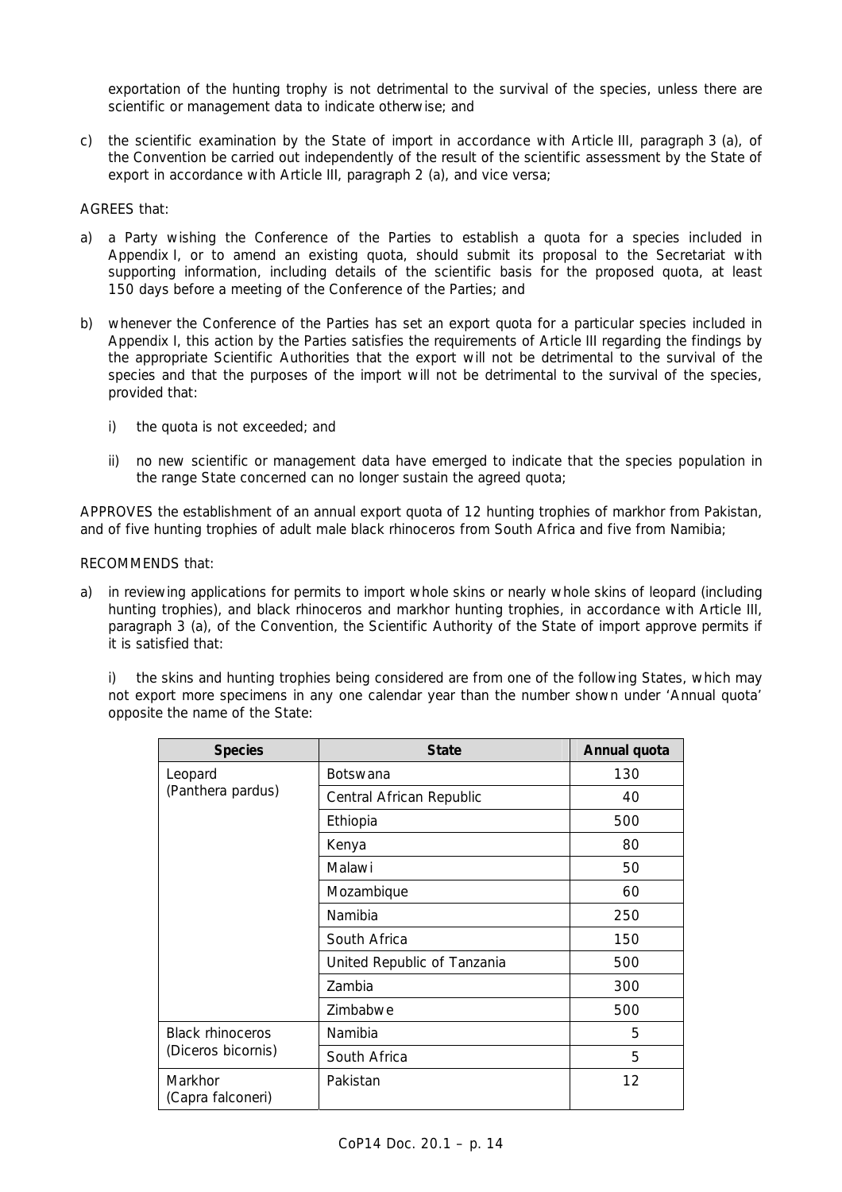exportation of the hunting trophy is not detrimental to the survival of the species, unless there are scientific or management data to indicate otherwise; and

c) the scientific examination by the State of import in accordance with Article III, paragraph 3 (a), of the Convention be carried out independently of the result of the scientific assessment by the State of export in accordance with Article III, paragraph 2 (a), and vice versa;

AGREES that:

a) a Party wishing the Conference of the Parties to establish a quota for a species included in Appendix I, or to amend an existing quota, should submit its proposal to the Secretariat with supporting information, including details of the scientific basis for the proposed quota, at least 150 days before a meeting of the Conference of the Parties; and

b) whenever the Conference of the Parties has set an export quota for a particular species included in Appendix I, this action by the Parties satisfies the requirements of Article III regarding the findings by the appropriate Scientific Authorities that the export will not be detrimental to the survival of the species and that the purposes of the import will not be detrimental to the survival of the species, provided that:

   i) the quota is not exceeded; and

   ii) no new scientific or management data have emerged to indicate that the species population in the range State concerned can no longer sustain the agreed quota;

APPROVES the establishment of an annual export quota of 12 hunting trophies of markhor from Pakistan, and of five hunting trophies of adult male black rhinoceros from South Africa and five from Namibia;

RECOMMENDS that:

a) in reviewing applications for permits to import whole skins or nearly whole skins of leopard (including hunting trophies), and black rhinoceros and markhor hunting trophies, in accordance with Article III, paragraph 3 (a), of the Convention, the Scientific Authority of the State of import approve permits if it is satisfied that:

   i) the skins and hunting trophies being considered are from one of the following States, which may not export more specimens in any one calendar year than the number shown under 'Annual quota' opposite the name of the State:

| Species | State | Annual quota |
|---|---|---|
| Leopard (Panthera pardus) | Botswana | 130 |
| | Central African Republic | 40 |
| | Ethiopia | 500 |
| | Kenya | 80 |
| | Malawi | 50 |
| | Mozambique | 60 |
| | Namibia | 250 |
| | South Africa | 150 |
| | United Republic of Tanzania | 500 |
| | Zambia | 300 |
| | Zimbabwe | 500 |
| Black rhinoceros (Diceros bicornis) | Namibia | 5 |
| | South Africa | 5 |
| Markhor (Capra falconeri) | Pakistan | 12 |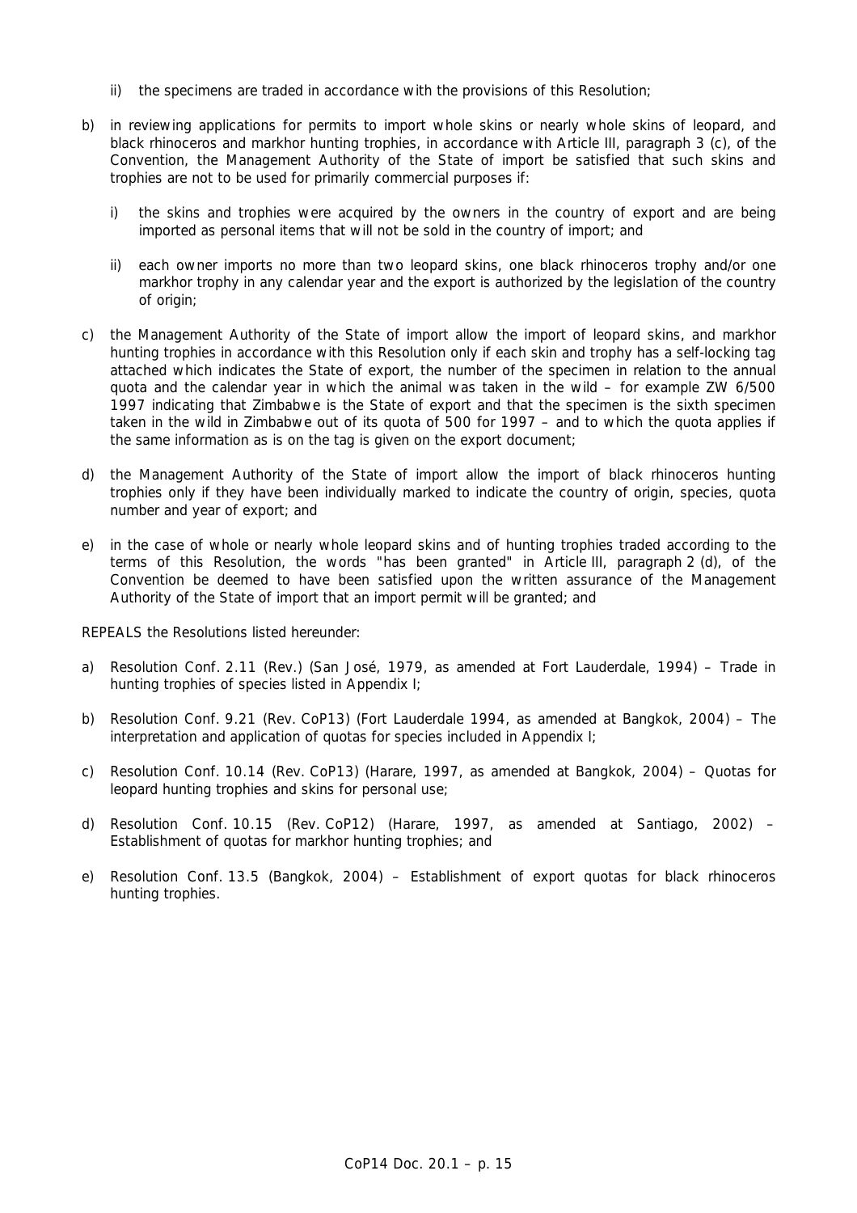ii) the specimens are traded in accordance with the provisions of this Resolution;

b) in reviewing applications for permits to import whole skins or nearly whole skins of leopard, and black rhinoceros and markhor hunting trophies, in accordance with Article III, paragraph 3 (c), of the Convention, the Management Authority of the State of import be satisfied that such skins and trophies are not to be used for primarily commercial purposes if:

   i) the skins and trophies were acquired by the owners in the country of export and are being imported as personal items that will not be sold in the country of import; and

   ii) each owner imports no more than two leopard skins, one black rhinoceros trophy and/or one markhor trophy in any calendar year and the export is authorized by the legislation of the country of origin;

c) the Management Authority of the State of import allow the import of leopard skins, and markhor hunting trophies in accordance with this Resolution only if each skin and trophy has a self-locking tag attached which indicates the State of export, the number of the specimen in relation to the annual quota and the calendar year in which the animal was taken in the wild – for example ZW 6/500 1997 indicating that Zimbabwe is the State of export and that the specimen is the sixth specimen taken in the wild in Zimbabwe out of its quota of 500 for 1997 – and to which the quota applies if the same information as is on the tag is given on the export document;

d) the Management Authority of the State of import allow the import of black rhinoceros hunting trophies only if they have been individually marked to indicate the country of origin, species, quota number and year of export; and

e) in the case of whole or nearly whole leopard skins and of hunting trophies traded according to the terms of this Resolution, the words "has been granted" in Article III, paragraph 2 (d), of the Convention be deemed to have been satisfied upon the written assurance of the Management Authority of the State of import that an import permit will be granted; and

REPEALS the Resolutions listed hereunder:

a) Resolution Conf. 2.11 (Rev.) (San José, 1979, as amended at Fort Lauderdale, 1994) – Trade in hunting trophies of species listed in Appendix I;

b) Resolution Conf. 9.21 (Rev. CoP13) (Fort Lauderdale 1994, as amended at Bangkok, 2004) – The interpretation and application of quotas for species included in Appendix I;

c) Resolution Conf. 10.14 (Rev. CoP13) (Harare, 1997, as amended at Bangkok, 2004) – Quotas for leopard hunting trophies and skins for personal use;

d) Resolution Conf. 10.15 (Rev. CoP12) (Harare, 1997, as amended at Santiago, 2002) – Establishment of quotas for markhor hunting trophies; and

e) Resolution Conf. 13.5 (Bangkok, 2004) – Establishment of export quotas for black rhinoceros hunting trophies.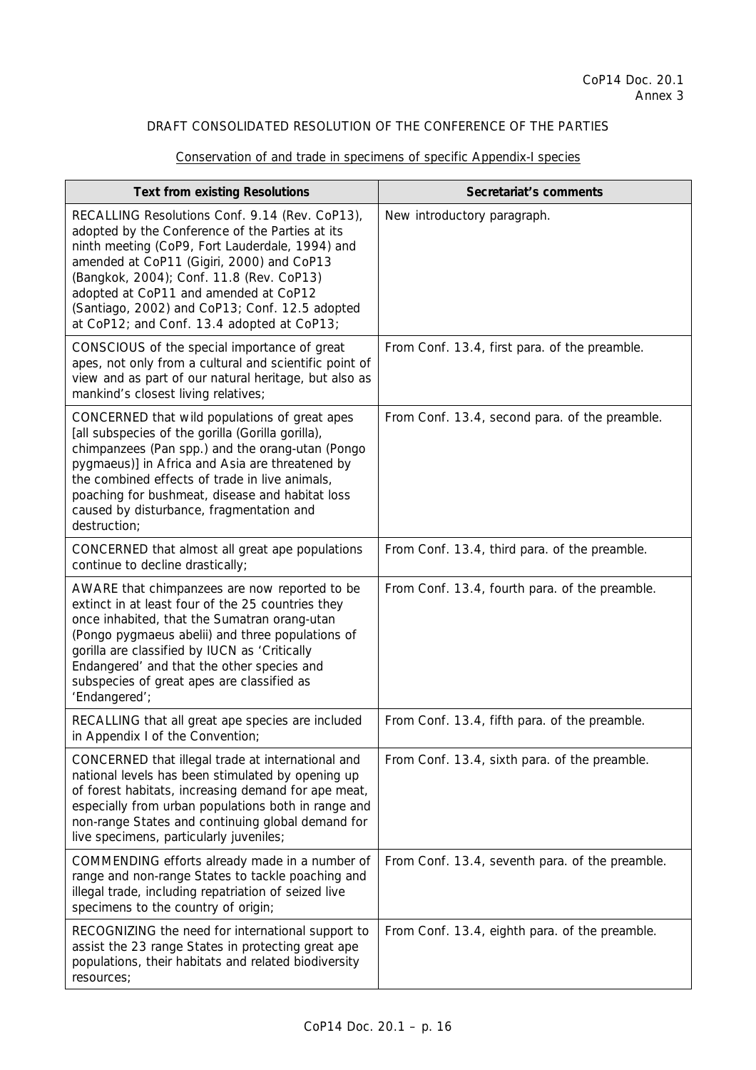CoP14 Doc. 20.1
Annex 3

DRAFT CONSOLIDATED RESOLUTION OF THE CONFERENCE OF THE PARTIES

Conservation of and trade in specimens of specific Appendix-I species

| Text from existing Resolutions | Secretariat's comments |
|---|---|
| RECALLING Resolutions Conf. 9.14 (Rev. CoP13), adopted by the Conference of the Parties at its ninth meeting (CoP9, Fort Lauderdale, 1994) and amended at CoP11 (Gigiri, 2000) and CoP13 (Bangkok, 2004); Conf. 11.8 (Rev. CoP13) adopted at CoP11 and amended at CoP12 (Santiago, 2002) and CoP13; Conf. 12.5 adopted at CoP12; and Conf. 13.4 adopted at CoP13; | New introductory paragraph. |
| CONSCIOUS of the special importance of great apes, not only from a cultural and scientific point of view and as part of our natural heritage, but also as mankind's closest living relatives; | From Conf. 13.4, first para. of the preamble. |
| CONCERNED that wild populations of great apes [all subspecies of the gorilla (Gorilla gorilla), chimpanzees (Pan spp.) and the orang-utan (Pongo pygmaeus)] in Africa and Asia are threatened by the combined effects of trade in live animals, poaching for bushmeat, disease and habitat loss caused by disturbance, fragmentation and destruction; | From Conf. 13.4, second para. of the preamble. |
| CONCERNED that almost all great ape populations continue to decline drastically; | From Conf. 13.4, third para. of the preamble. |
| AWARE that chimpanzees are now reported to be extinct in at least four of the 25 countries they once inhabited, that the Sumatran orang-utan (Pongo pygmaeus abelii) and three populations of gorilla are classified by IUCN as 'Critically Endangered' and that the other species and subspecies of great apes are classified as 'Endangered'; | From Conf. 13.4, fourth para. of the preamble. |
| RECALLING that all great ape species are included in Appendix I of the Convention; | From Conf. 13.4, fifth para. of the preamble. |
| CONCERNED that illegal trade at international and national levels has been stimulated by opening up of forest habitats, increasing demand for ape meat, especially from urban populations both in range and non-range States and continuing global demand for live specimens, particularly juveniles; | From Conf. 13.4, sixth para. of the preamble. |
| COMMENDING efforts already made in a number of range and non-range States to tackle poaching and illegal trade, including repatriation of seized live specimens to the country of origin; | From Conf. 13.4, seventh para. of the preamble. |
| RECOGNIZING the need for international support to assist the 23 range States in protecting great ape populations, their habitats and related biodiversity resources; | From Conf. 13.4, eighth para. of the preamble. |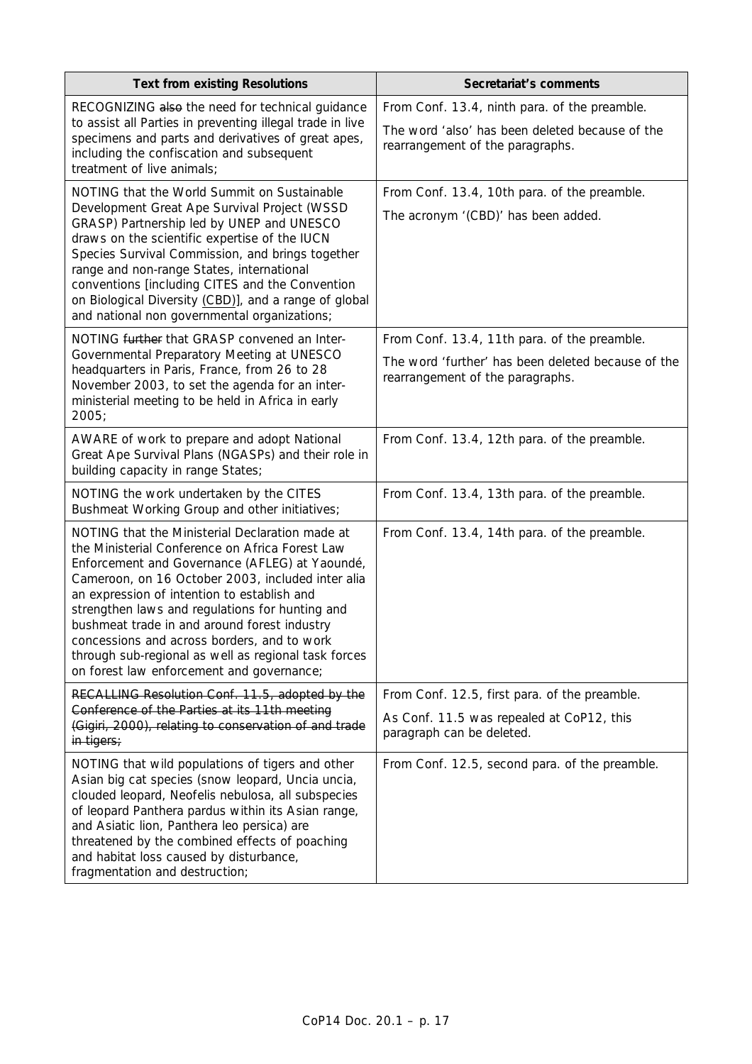| Text from existing Resolutions | Secretariat's comments |
|---|---|
| RECOGNIZING ~~also~~ the need for technical guidance to assist all Parties in preventing illegal trade in live specimens and parts and derivatives of great apes, including the confiscation and subsequent treatment of live animals; | From Conf. 13.4, ninth para. of the preamble.<br><br>The word 'also' has been deleted because of the rearrangement of the paragraphs. |
| NOTING that the World Summit on Sustainable Development Great Ape Survival Project (WSSD GRASP) Partnership led by UNEP and UNESCO draws on the scientific expertise of the IUCN Species Survival Commission, and brings together range and non-range States, international conventions [including CITES and the Convention on Biological Diversity <u>(CBD)</u>], and a range of global and national non governmental organizations; | From Conf. 13.4, 10th para. of the preamble.<br><br>The acronym '(CBD)' has been added. |
| NOTING ~~further~~ that GRASP convened an Inter-Governmental Preparatory Meeting at UNESCO headquarters in Paris, France, from 26 to 28 November 2003, to set the agenda for an inter-ministerial meeting to be held in Africa in early 2005; | From Conf. 13.4, 11th para. of the preamble.<br><br>The word 'further' has been deleted because of the rearrangement of the paragraphs. |
| AWARE of work to prepare and adopt National Great Ape Survival Plans (NGASPs) and their role in building capacity in range States; | From Conf. 13.4, 12th para. of the preamble. |
| NOTING the work undertaken by the CITES Bushmeat Working Group and other initiatives; | From Conf. 13.4, 13th para. of the preamble. |
| NOTING that the Ministerial Declaration made at the Ministerial Conference on Africa Forest Law Enforcement and Governance (AFLEG) at Yaoundé, Cameroon, on 16 October 2003, included inter alia an expression of intention to establish and strengthen laws and regulations for hunting and bushmeat trade in and around forest industry concessions and across borders, and to work through sub-regional as well as regional task forces on forest law enforcement and governance; | From Conf. 13.4, 14th para. of the preamble. |
| ~~RECALLING Resolution Conf. 11.5, adopted by the Conference of the Parties at its 11th meeting (Gigiri, 2000), relating to conservation of and trade in tigers;~~ | From Conf. 12.5, first para. of the preamble.<br><br>As Conf. 11.5 was repealed at CoP12, this paragraph can be deleted. |
| NOTING that wild populations of tigers and other Asian big cat species (snow leopard, *Uncia uncia*, clouded leopard, *Neofelis nebulosa*, all subspecies of leopard *Panthera pardus* within its Asian range, and Asiatic lion, *Panthera leo persica*) are threatened by the combined effects of poaching and habitat loss caused by disturbance, fragmentation and destruction; | From Conf. 12.5, second para. of the preamble. |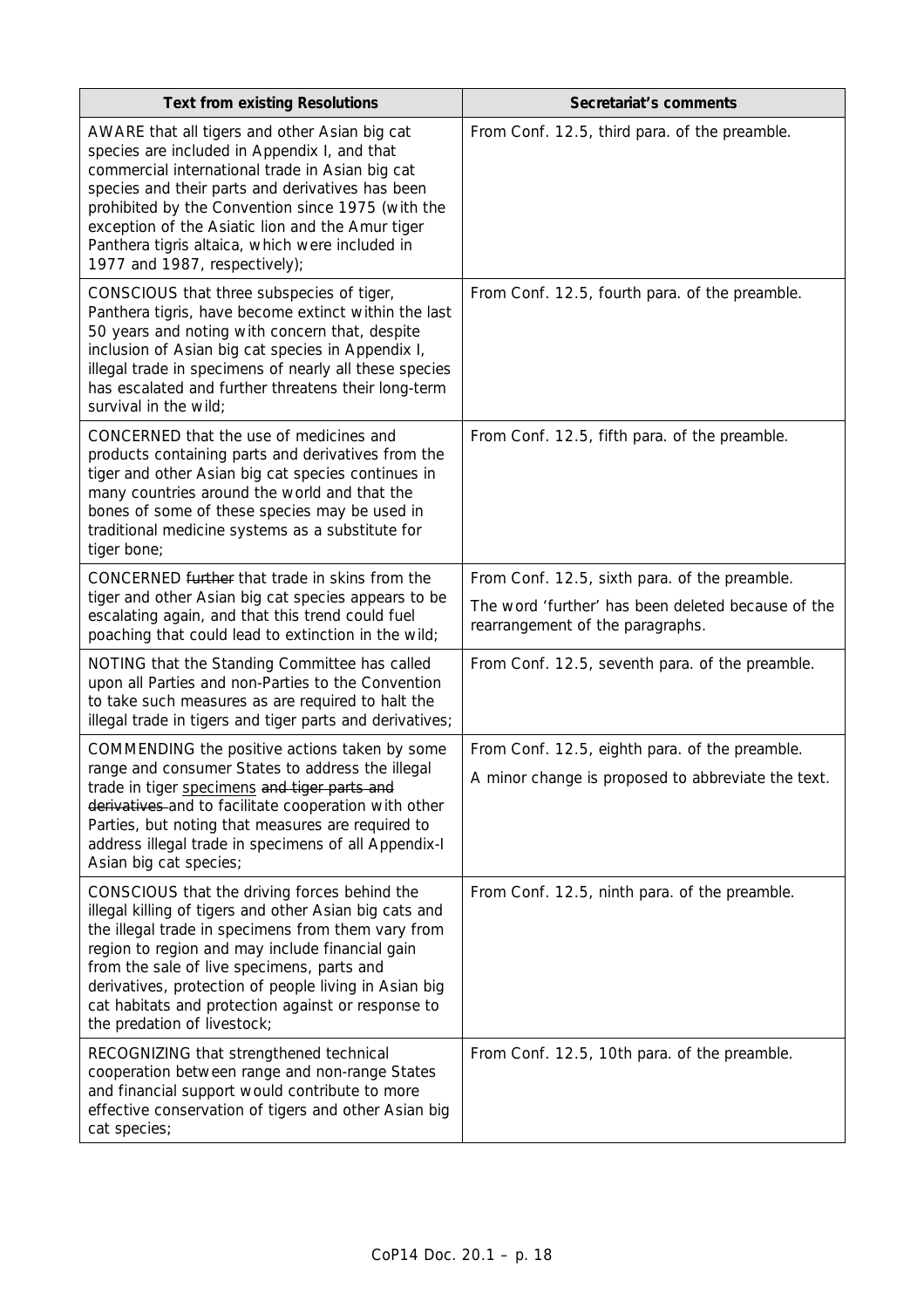| Text from existing Resolutions | Secretariat's comments |
|---|---|
| AWARE that all tigers and other Asian big cat species are included in Appendix I, and that commercial international trade in Asian big cat species and their parts and derivatives has been prohibited by the Convention since 1975 (with the exception of the Asiatic lion and the Amur tiger *Panthera tigris altaica*, which were included in 1977 and 1987, respectively); | From Conf. 12.5, third para. of the preamble. |
| CONSCIOUS that three subspecies of tiger, *Panthera tigris*, have become extinct within the last 50 years and noting with concern that, despite inclusion of Asian big cat species in Appendix I, illegal trade in specimens of nearly all these species has escalated and further threatens their long-term survival in the wild; | From Conf. 12.5, fourth para. of the preamble. |
| CONCERNED that the use of medicines and products containing parts and derivatives from the tiger and other Asian big cat species continues in many countries around the world and that the bones of some of these species may be used in traditional medicine systems as a substitute for tiger bone; | From Conf. 12.5, fifth para. of the preamble. |
| CONCERNED ~~further~~ that trade in skins from the tiger and other Asian big cat species appears to be escalating again, and that this trend could fuel poaching that could lead to extinction in the wild; | From Conf. 12.5, sixth para. of the preamble.<br><br>The word 'further' has been deleted because of the rearrangement of the paragraphs. |
| NOTING that the Standing Committee has called upon all Parties and non-Parties to the Convention to take such measures as are required to halt the illegal trade in tigers and tiger parts and derivatives; | From Conf. 12.5, seventh para. of the preamble. |
| COMMENDING the positive actions taken by some range and consumer States to address the illegal trade in tiger <u>specimens</u> ~~and tiger parts and derivatives~~ and to facilitate cooperation with other Parties, but noting that measures are required to address illegal trade in specimens of all Appendix-I Asian big cat species; | From Conf. 12.5, eighth para. of the preamble.<br><br>A minor change is proposed to abbreviate the text. |
| CONSCIOUS that the driving forces behind the illegal killing of tigers and other Asian big cats and the illegal trade in specimens from them vary from region to region and may include financial gain from the sale of live specimens, parts and derivatives, protection of people living in Asian big cat habitats and protection against or response to the predation of livestock; | From Conf. 12.5, ninth para. of the preamble. |
| RECOGNIZING that strengthened technical cooperation between range and non-range States and financial support would contribute to more effective conservation of tigers and other Asian big cat species; | From Conf. 12.5, 10th para. of the preamble. |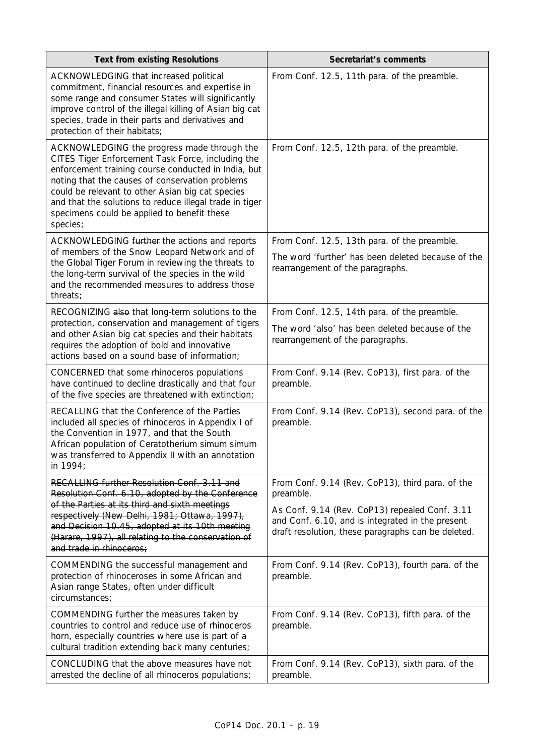| Text from existing Resolutions | Secretariat's comments |
|---|---|
| ACKNOWLEDGING that increased political commitment, financial resources and expertise in some range and consumer States will significantly improve control of the illegal killing of Asian big cat species, trade in their parts and derivatives and protection of their habitats; | From Conf. 12.5, 11th para. of the preamble. |
| ACKNOWLEDGING the progress made through the CITES Tiger Enforcement Task Force, including the enforcement training course conducted in India, but noting that the causes of conservation problems could be relevant to other Asian big cat species and that the solutions to reduce illegal trade in tiger specimens could be applied to benefit these species; | From Conf. 12.5, 12th para. of the preamble. |
| ACKNOWLEDGING ~~further~~ the actions and reports of members of the Snow Leopard Network and of the Global Tiger Forum in reviewing the threats to the long-term survival of the species in the wild and the recommended measures to address those threats; | From Conf. 12.5, 13th para. of the preamble.<br>The word 'further' has been deleted because of the rearrangement of the paragraphs. |
| RECOGNIZING ~~also~~ that long-term solutions to the protection, conservation and management of tigers and other Asian big cat species and their habitats requires the adoption of bold and innovative actions based on a sound base of information; | From Conf. 12.5, 14th para. of the preamble.<br>The word 'also' has been deleted because of the rearrangement of the paragraphs. |
| CONCERNED that some rhinoceros populations have continued to decline drastically and that four of the five species are threatened with extinction; | From Conf. 9.14 (Rev. CoP13), first para. of the preamble. |
| RECALLING that the Conference of the Parties included all species of rhinoceros in Appendix I of the Convention in 1977, and that the South African population of Ceratotherium simum simum was transferred to Appendix II with an annotation in 1994; | From Conf. 9.14 (Rev. CoP13), second para. of the preamble. |
| ~~RECALLING further Resolution Conf. 3.11 and Resolution Conf. 6.10, adopted by the Conference of the Parties at its third and sixth meetings respectively (New Delhi, 1981; Ottawa, 1997), and Decision 10.45, adopted at its 10th meeting (Harare, 1997), all relating to the conservation of and trade in rhinoceros;~~ | From Conf. 9.14 (Rev. CoP13), third para. of the preamble.<br>As Conf. 9.14 (Rev. CoP13) repealed Conf. 3.11 and Conf. 6.10, and is integrated in the present draft resolution, these paragraphs can be deleted. |
| COMMENDING the successful management and protection of rhinoceroses in some African and Asian range States, often under difficult circumstances; | From Conf. 9.14 (Rev. CoP13), fourth para. of the preamble. |
| COMMENDING further the measures taken by countries to control and reduce use of rhinoceros horn, especially countries where use is part of a cultural tradition extending back many centuries; | From Conf. 9.14 (Rev. CoP13), fifth para. of the preamble. |
| CONCLUDING that the above measures have not arrested the decline of all rhinoceros populations; | From Conf. 9.14 (Rev. CoP13), sixth para. of the preamble. |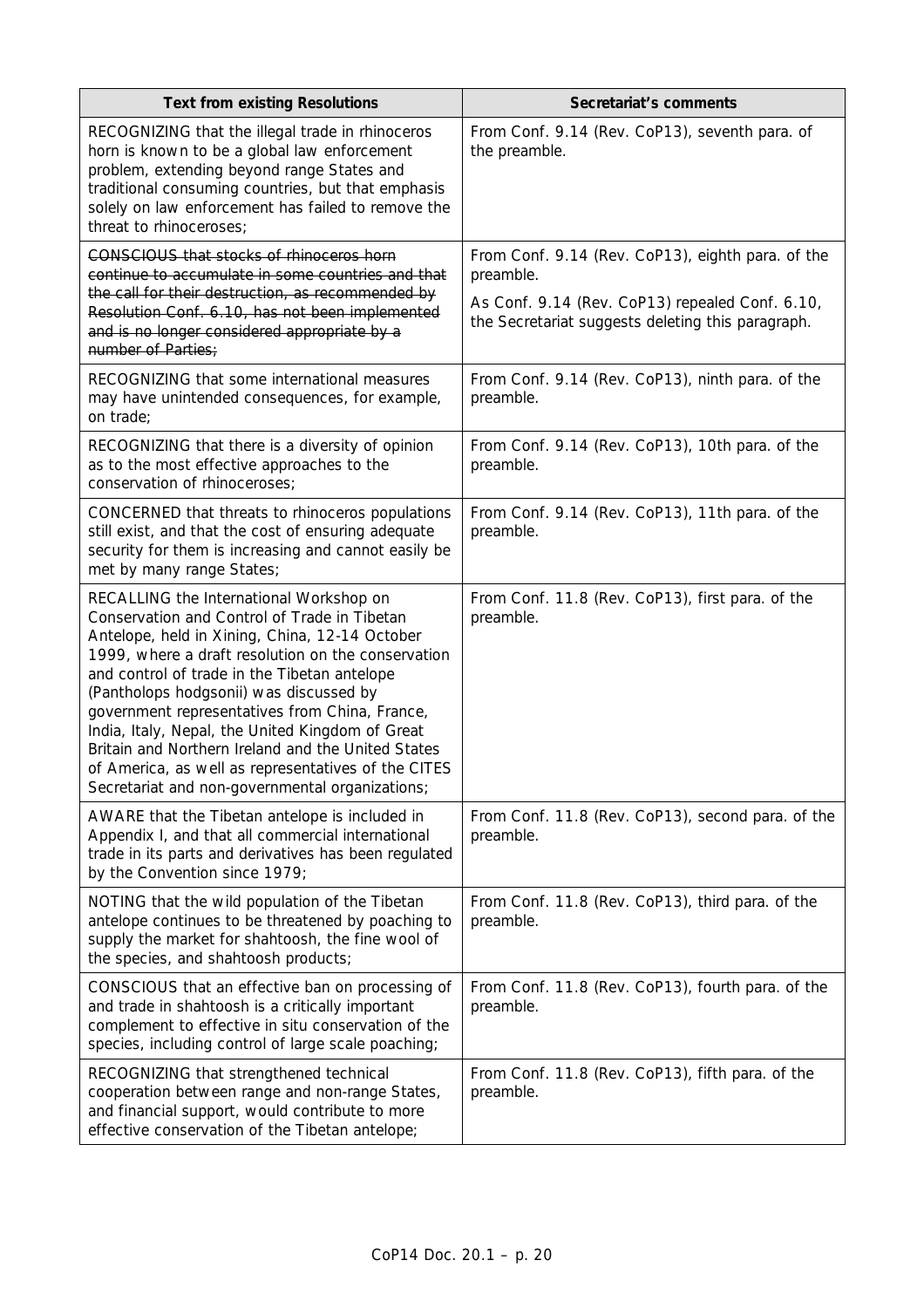| Text from existing Resolutions | Secretariat's comments |
|---|---|
| RECOGNIZING that the illegal trade in rhinoceros horn is known to be a global law enforcement problem, extending beyond range States and traditional consuming countries, but that emphasis solely on law enforcement has failed to remove the threat to rhinoceroses; | From Conf. 9.14 (Rev. CoP13), seventh para. of the preamble. |
| ~~CONSCIOUS that stocks of rhinoceros horn continue to accumulate in some countries and that the call for their destruction, as recommended by Resolution Conf. 6.10, has not been implemented and is no longer considered appropriate by a number of Parties;~~ | From Conf. 9.14 (Rev. CoP13), eighth para. of the preamble.<br><br>As Conf. 9.14 (Rev. CoP13) repealed Conf. 6.10, the Secretariat suggests deleting this paragraph. |
| RECOGNIZING that some international measures may have unintended consequences, for example, on trade; | From Conf. 9.14 (Rev. CoP13), ninth para. of the preamble. |
| RECOGNIZING that there is a diversity of opinion as to the most effective approaches to the conservation of rhinoceroses; | From Conf. 9.14 (Rev. CoP13), 10th para. of the preamble. |
| CONCERNED that threats to rhinoceros populations still exist, and that the cost of ensuring adequate security for them is increasing and cannot easily be met by many range States; | From Conf. 9.14 (Rev. CoP13), 11th para. of the preamble. |
| RECALLING the International Workshop on Conservation and Control of Trade in Tibetan Antelope, held in Xining, China, 12-14 October 1999, where a draft resolution on the conservation and control of trade in the Tibetan antelope (*Pantholops hodgsonii*) was discussed by government representatives from China, France, India, Italy, Nepal, the United Kingdom of Great Britain and Northern Ireland and the United States of America, as well as representatives of the CITES Secretariat and non-governmental organizations; | From Conf. 11.8 (Rev. CoP13), first para. of the preamble. |
| AWARE that the Tibetan antelope is included in Appendix I, and that all commercial international trade in its parts and derivatives has been regulated by the Convention since 1979; | From Conf. 11.8 (Rev. CoP13), second para. of the preamble. |
| NOTING that the wild population of the Tibetan antelope continues to be threatened by poaching to supply the market for shahtoosh, the fine wool of the species, and shahtoosh products; | From Conf. 11.8 (Rev. CoP13), third para. of the preamble. |
| CONSCIOUS that an effective ban on processing of and trade in shahtoosh is a critically important complement to effective in situ conservation of the species, including control of large scale poaching; | From Conf. 11.8 (Rev. CoP13), fourth para. of the preamble. |
| RECOGNIZING that strengthened technical cooperation between range and non-range States, and financial support, would contribute to more effective conservation of the Tibetan antelope; | From Conf. 11.8 (Rev. CoP13), fifth para. of the preamble. |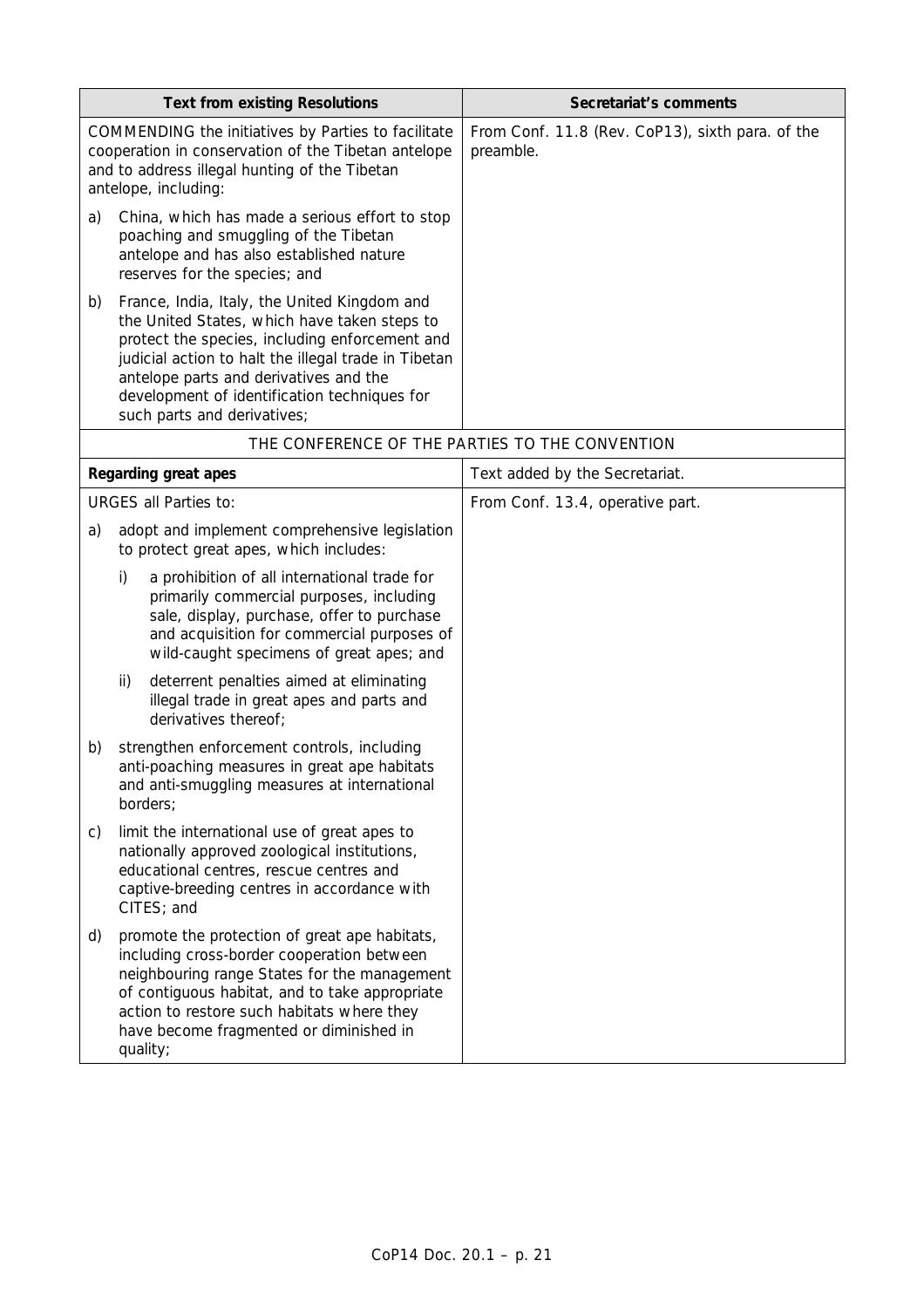| Text from existing Resolutions | Secretariat's comments |
|---|---|
| COMMENDING the initiatives by Parties to facilitate cooperation in conservation of the Tibetan antelope and to address illegal hunting of the Tibetan antelope, including:<br><br>a) China, which has made a serious effort to stop poaching and smuggling of the Tibetan antelope and has also established nature reserves for the species; and<br><br>b) France, India, Italy, the United Kingdom and the United States, which have taken steps to protect the species, including enforcement and judicial action to halt the illegal trade in Tibetan antelope parts and derivatives and the development of identification techniques for such parts and derivatives; | From Conf. 11.8 (Rev. CoP13), sixth para. of the preamble. |
| THE CONFERENCE OF THE PARTIES TO THE CONVENTION | |
| **Regarding great apes** | Text added by the Secretariat. |
| URGES all Parties to:<br><br>a) adopt and implement comprehensive legislation to protect great apes, which includes:<br><br>i) a prohibition of all international trade for primarily commercial purposes, including sale, display, purchase, offer to purchase and acquisition for commercial purposes of wild-caught specimens of great apes; and<br><br>ii) deterrent penalties aimed at eliminating illegal trade in great apes and parts and derivatives thereof;<br><br>b) strengthen enforcement controls, including anti-poaching measures in great ape habitats and anti-smuggling measures at international borders;<br><br>c) limit the international use of great apes to nationally approved zoological institutions, educational centres, rescue centres and captive-breeding centres in accordance with CITES; and<br><br>d) promote the protection of great ape habitats, including cross-border cooperation between neighbouring range States for the management of contiguous habitat, and to take appropriate action to restore such habitats where they have become fragmented or diminished in quality; | From Conf. 13.4, operative part. |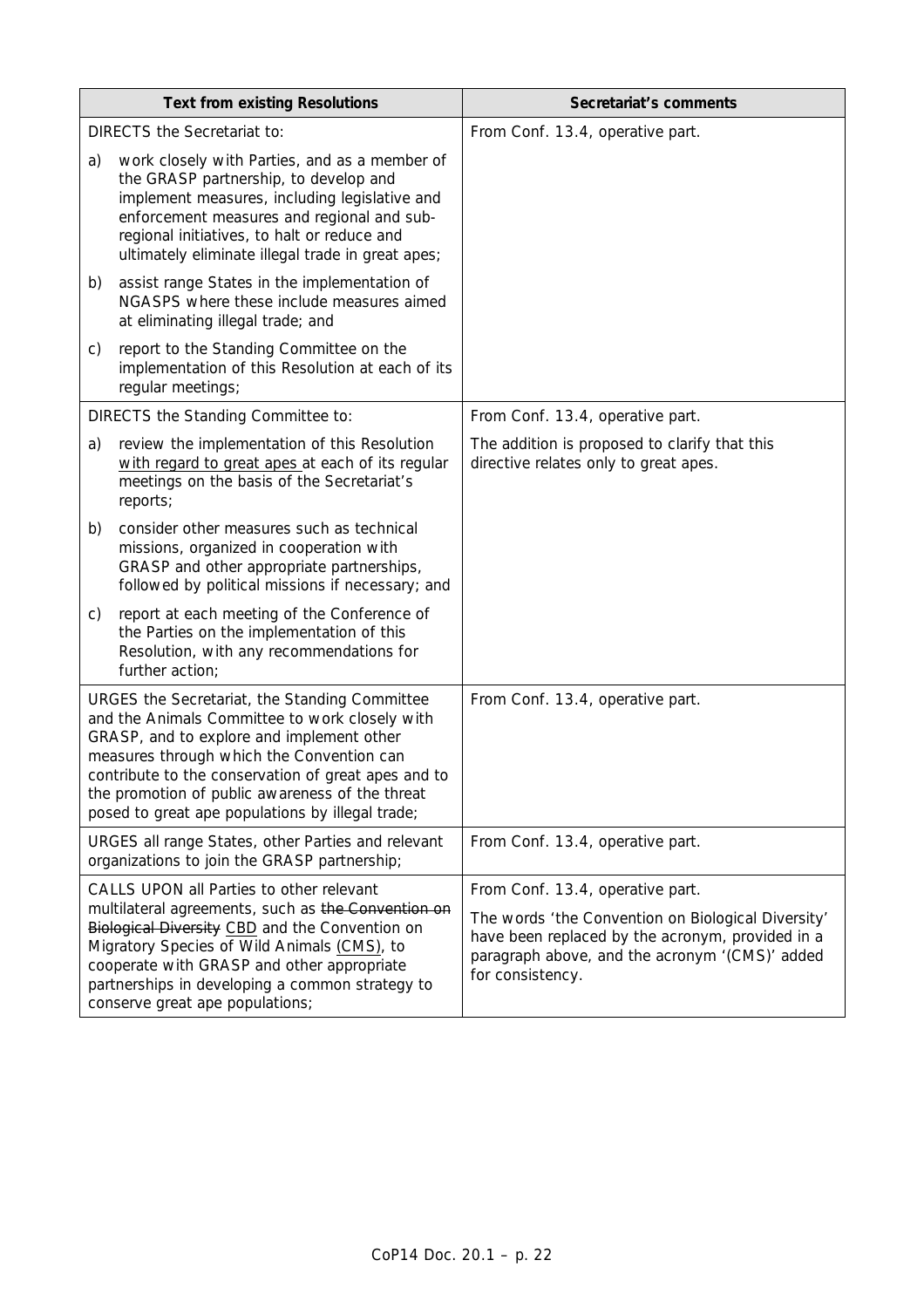| Text from existing Resolutions | Secretariat's comments |
| --- | --- |
| DIRECTS the Secretariat to:<br><br>a) work closely with Parties, and as a member of the GRASP partnership, to develop and implement measures, including legislative and enforcement measures and regional and sub-regional initiatives, to halt or reduce and ultimately eliminate illegal trade in great apes;<br><br>b) assist range States in the implementation of NGASPS where these include measures aimed at eliminating illegal trade; and<br><br>c) report to the Standing Committee on the implementation of this Resolution at each of its regular meetings; | From Conf. 13.4, operative part. |
| DIRECTS the Standing Committee to:<br><br>a) review the implementation of this Resolution <u>with regard to great apes</u> at each of its regular meetings on the basis of the Secretariat's reports;<br><br>b) consider other measures such as technical missions, organized in cooperation with GRASP and other appropriate partnerships, followed by political missions if necessary; and<br><br>c) report at each meeting of the Conference of the Parties on the implementation of this Resolution, with any recommendations for further action; | From Conf. 13.4, operative part.<br><br>The addition is proposed to clarify that this directive relates only to great apes. |
| URGES the Secretariat, the Standing Committee and the Animals Committee to work closely with GRASP, and to explore and implement other measures through which the Convention can contribute to the conservation of great apes and to the promotion of public awareness of the threat posed to great ape populations by illegal trade; | From Conf. 13.4, operative part. |
| URGES all range States, other Parties and relevant organizations to join the GRASP partnership; | From Conf. 13.4, operative part. |
| CALLS UPON all Parties to other relevant multilateral agreements, such as ~~the Convention on Biological Diversity~~ <u>CBD</u> and the Convention on Migratory Species of Wild Animals <u>(CMS)</u>, to cooperate with GRASP and other appropriate partnerships in developing a common strategy to conserve great ape populations; | From Conf. 13.4, operative part.<br><br>The words 'the Convention on Biological Diversity' have been replaced by the acronym, provided in a paragraph above, and the acronym '(CMS)' added for consistency. |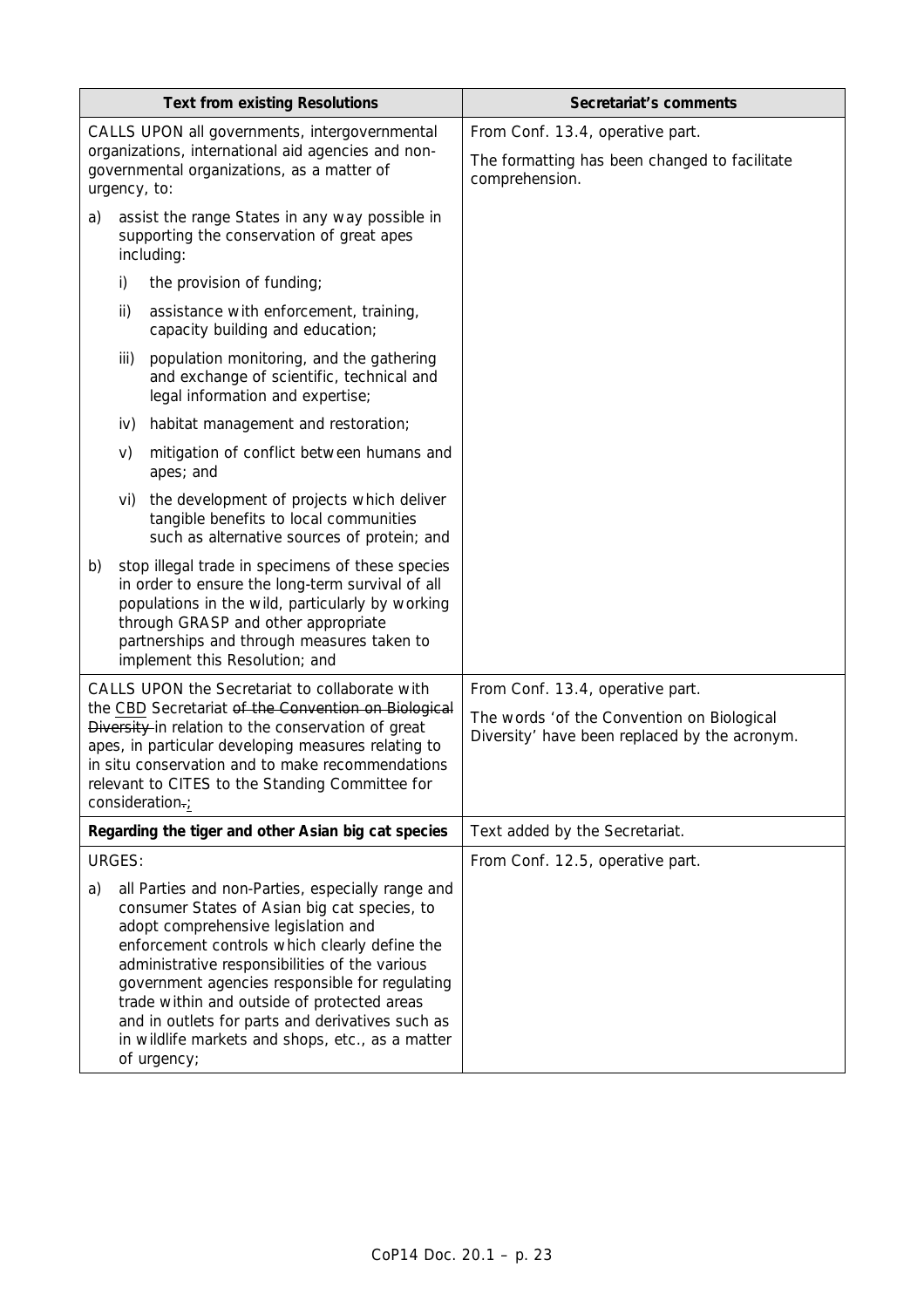| Text from existing Resolutions | Secretariat's comments |
| --- | --- |
| CALLS UPON all governments, intergovernmental organizations, international aid agencies and non-governmental organizations, as a matter of urgency, to:<br><br>a) assist the range States in any way possible in supporting the conservation of great apes including:<br><br>i) the provision of funding;<br><br>ii) assistance with enforcement, training, capacity building and education;<br><br>iii) population monitoring, and the gathering and exchange of scientific, technical and legal information and expertise;<br><br>iv) habitat management and restoration;<br><br>v) mitigation of conflict between humans and apes; and<br><br>vi) the development of projects which deliver tangible benefits to local communities such as alternative sources of protein; and<br><br>b) stop illegal trade in specimens of these species in order to ensure the long-term survival of all populations in the wild, particularly by working through GRASP and other appropriate partnerships and through measures taken to implement this Resolution; and | From Conf. 13.4, operative part.<br><br>The formatting has been changed to facilitate comprehension. |
| CALLS UPON the Secretariat to collaborate with the <u>CBD</u> Secretariat ~~of the Convention on Biological Diversity~~ in relation to the conservation of great apes, in particular developing measures relating to in situ conservation and to make recommendations relevant to CITES to the Standing Committee for consideration~~.~~<u>;</u> | From Conf. 13.4, operative part.<br><br>The words 'of the Convention on Biological Diversity' have been replaced by the acronym. |
| **Regarding the tiger and other Asian big cat species** | Text added by the Secretariat. |
| URGES:<br><br>a) all Parties and non-Parties, especially range and consumer States of Asian big cat species, to adopt comprehensive legislation and enforcement controls which clearly define the administrative responsibilities of the various government agencies responsible for regulating trade within and outside of protected areas and in outlets for parts and derivatives such as in wildlife markets and shops, etc., as a matter of urgency; | From Conf. 12.5, operative part. |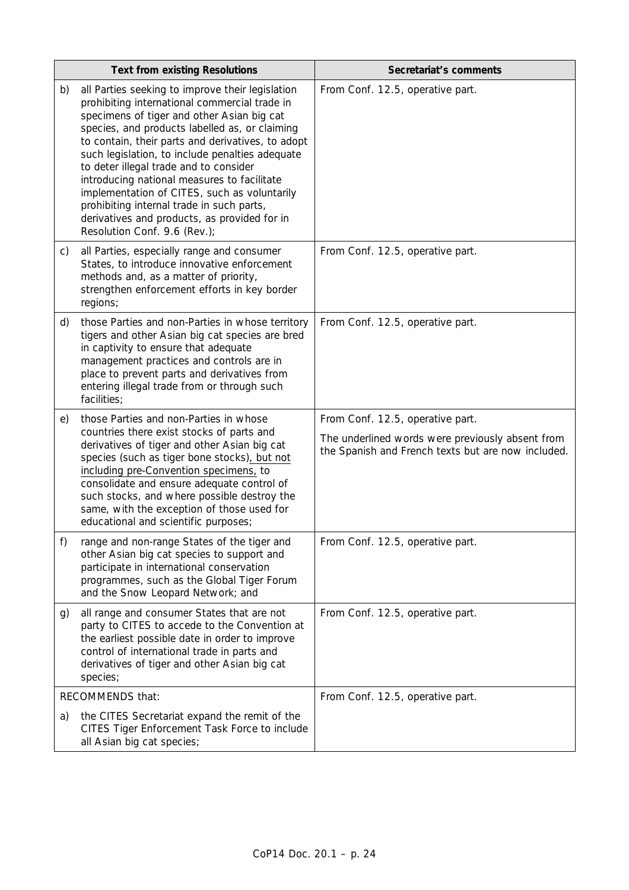| Text from existing Resolutions | Secretariat's comments |
|---|---|
| b) all Parties seeking to improve their legislation prohibiting international commercial trade in specimens of tiger and other Asian big cat species, and products labelled as, or claiming to contain, their parts and derivatives, to adopt such legislation, to include penalties adequate to deter illegal trade and to consider introducing national measures to facilitate implementation of CITES, such as voluntarily prohibiting internal trade in such parts, derivatives and products, as provided for in Resolution Conf. 9.6 (Rev.); | From Conf. 12.5, operative part. |
| c) all Parties, especially range and consumer States, to introduce innovative enforcement methods and, as a matter of priority, strengthen enforcement efforts in key border regions; | From Conf. 12.5, operative part. |
| d) those Parties and non-Parties in whose territory tigers and other Asian big cat species are bred in captivity to ensure that adequate management practices and controls are in place to prevent parts and derivatives from entering illegal trade from or through such facilities; | From Conf. 12.5, operative part. |
| e) those Parties and non-Parties in whose countries there exist stocks of parts and derivatives of tiger and other Asian big cat species (such as tiger bone stocks), <u>but not including pre-Convention specimens,</u> to consolidate and ensure adequate control of such stocks, and where possible destroy the same, with the exception of those used for educational and scientific purposes; | From Conf. 12.5, operative part.<br><br>The underlined words were previously absent from the Spanish and French texts but are now included. |
| f) range and non-range States of the tiger and other Asian big cat species to support and participate in international conservation programmes, such as the Global Tiger Forum and the Snow Leopard Network; and | From Conf. 12.5, operative part. |
| g) all range and consumer States that are not party to CITES to accede to the Convention at the earliest possible date in order to improve control of international trade in parts and derivatives of tiger and other Asian big cat species; | From Conf. 12.5, operative part. |
| RECOMMENDS that:<br><br>a) the CITES Secretariat expand the remit of the CITES Tiger Enforcement Task Force to include all Asian big cat species; | From Conf. 12.5, operative part. |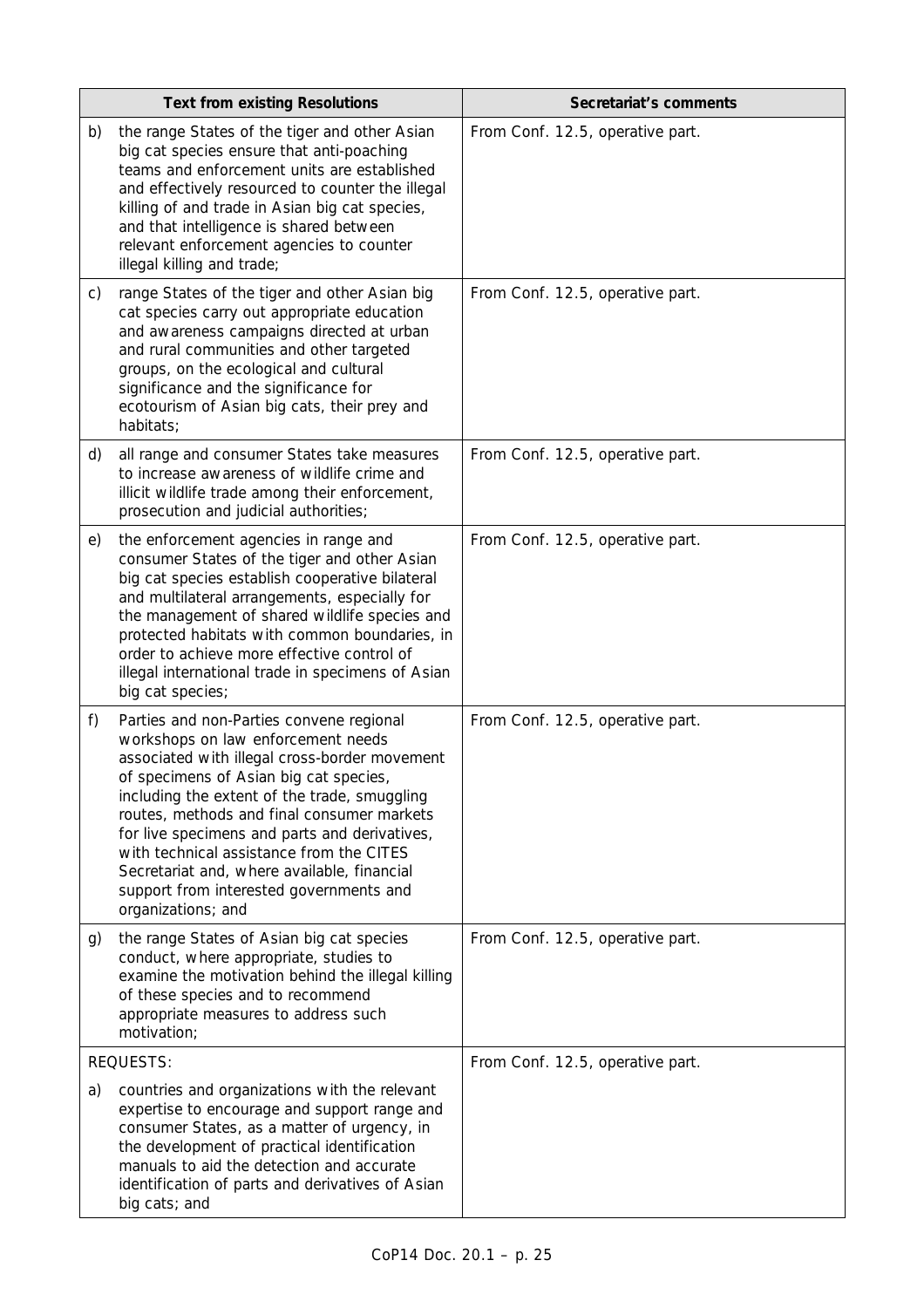| Text from existing Resolutions | Secretariat's comments |
|---|---|
| b) the range States of the tiger and other Asian big cat species ensure that anti-poaching teams and enforcement units are established and effectively resourced to counter the illegal killing of and trade in Asian big cat species, and that intelligence is shared between relevant enforcement agencies to counter illegal killing and trade; | From Conf. 12.5, operative part. |
| c) range States of the tiger and other Asian big cat species carry out appropriate education and awareness campaigns directed at urban and rural communities and other targeted groups, on the ecological and cultural significance and the significance for ecotourism of Asian big cats, their prey and habitats; | From Conf. 12.5, operative part. |
| d) all range and consumer States take measures to increase awareness of wildlife crime and illicit wildlife trade among their enforcement, prosecution and judicial authorities; | From Conf. 12.5, operative part. |
| e) the enforcement agencies in range and consumer States of the tiger and other Asian big cat species establish cooperative bilateral and multilateral arrangements, especially for the management of shared wildlife species and protected habitats with common boundaries, in order to achieve more effective control of illegal international trade in specimens of Asian big cat species; | From Conf. 12.5, operative part. |
| f) Parties and non-Parties convene regional workshops on law enforcement needs associated with illegal cross-border movement of specimens of Asian big cat species, including the extent of the trade, smuggling routes, methods and final consumer markets for live specimens and parts and derivatives, with technical assistance from the CITES Secretariat and, where available, financial support from interested governments and organizations; and | From Conf. 12.5, operative part. |
| g) the range States of Asian big cat species conduct, where appropriate, studies to examine the motivation behind the illegal killing of these species and to recommend appropriate measures to address such motivation; | From Conf. 12.5, operative part. |
| REQUESTS:<br><br>a) countries and organizations with the relevant expertise to encourage and support range and consumer States, as a matter of urgency, in the development of practical identification manuals to aid the detection and accurate identification of parts and derivatives of Asian big cats; and | From Conf. 12.5, operative part. |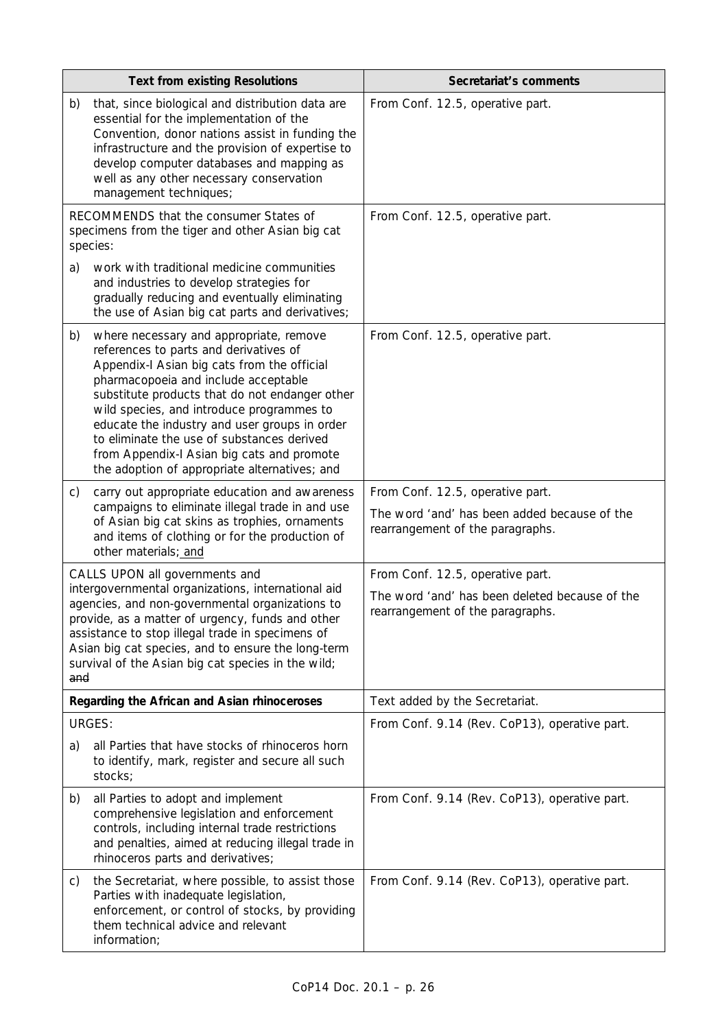| Text from existing Resolutions | Secretariat's comments |
|---|---|
| b) that, since biological and distribution data are essential for the implementation of the Convention, donor nations assist in funding the infrastructure and the provision of expertise to develop computer databases and mapping as well as any other necessary conservation management techniques; | From Conf. 12.5, operative part. |
| RECOMMENDS that the consumer States of specimens from the tiger and other Asian big cat species:<br><br>a) work with traditional medicine communities and industries to develop strategies for gradually reducing and eventually eliminating the use of Asian big cat parts and derivatives; | From Conf. 12.5, operative part. |
| b) where necessary and appropriate, remove references to parts and derivatives of Appendix-I Asian big cats from the official pharmacopoeia and include acceptable substitute products that do not endanger other wild species, and introduce programmes to educate the industry and user groups in order to eliminate the use of substances derived from Appendix-I Asian big cats and promote the adoption of appropriate alternatives; and | From Conf. 12.5, operative part. |
| c) carry out appropriate education and awareness campaigns to eliminate illegal trade in and use of Asian big cat skins as trophies, ornaments and items of clothing or for the production of other materials; <u>and</u> | From Conf. 12.5, operative part.<br><br>The word 'and' has been added because of the rearrangement of the paragraphs. |
| CALLS UPON all governments and intergovernmental organizations, international aid agencies, and non-governmental organizations to provide, as a matter of urgency, funds and other assistance to stop illegal trade in specimens of Asian big cat species, and to ensure the long-term survival of the Asian big cat species in the wild; ~~and~~ | From Conf. 12.5, operative part.<br><br>The word 'and' has been deleted because of the rearrangement of the paragraphs. |
| **Regarding the African and Asian rhinoceroses** | Text added by the Secretariat. |
| URGES:<br><br>a) all Parties that have stocks of rhinoceros horn to identify, mark, register and secure all such stocks; | From Conf. 9.14 (Rev. CoP13), operative part. |
| b) all Parties to adopt and implement comprehensive legislation and enforcement controls, including internal trade restrictions and penalties, aimed at reducing illegal trade in rhinoceros parts and derivatives; | From Conf. 9.14 (Rev. CoP13), operative part. |
| c) the Secretariat, where possible, to assist those Parties with inadequate legislation, enforcement, or control of stocks, by providing them technical advice and relevant information; | From Conf. 9.14 (Rev. CoP13), operative part. |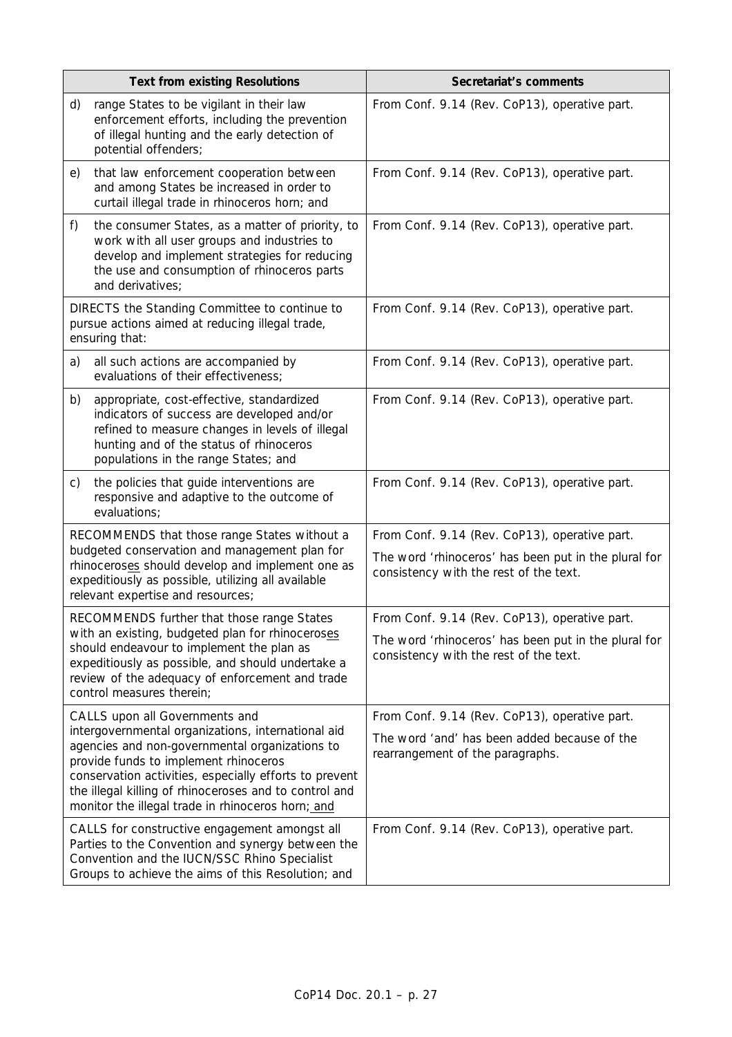| Text from existing Resolutions | Secretariat's comments |
|---|---|
| d) range States to be vigilant in their law enforcement efforts, including the prevention of illegal hunting and the early detection of potential offenders; | From Conf. 9.14 (Rev. CoP13), operative part. |
| e) that law enforcement cooperation between and among States be increased in order to curtail illegal trade in rhinoceros horn; and | From Conf. 9.14 (Rev. CoP13), operative part. |
| f) the consumer States, as a matter of priority, to work with all user groups and industries to develop and implement strategies for reducing the use and consumption of rhinoceros parts and derivatives; | From Conf. 9.14 (Rev. CoP13), operative part. |
| DIRECTS the Standing Committee to continue to pursue actions aimed at reducing illegal trade, ensuring that: | From Conf. 9.14 (Rev. CoP13), operative part. |
| a) all such actions are accompanied by evaluations of their effectiveness; | From Conf. 9.14 (Rev. CoP13), operative part. |
| b) appropriate, cost-effective, standardized indicators of success are developed and/or refined to measure changes in levels of illegal hunting and of the status of rhinoceros populations in the range States; and | From Conf. 9.14 (Rev. CoP13), operative part. |
| c) the policies that guide interventions are responsive and adaptive to the outcome of evaluations; | From Conf. 9.14 (Rev. CoP13), operative part. |
| RECOMMENDS that those range States without a budgeted conservation and management plan for rhinoceros<u>es</u> should develop and implement one as expeditiously as possible, utilizing all available relevant expertise and resources; | From Conf. 9.14 (Rev. CoP13), operative part.<br><br>The word 'rhinoceros' has been put in the plural for consistency with the rest of the text. |
| RECOMMENDS further that those range States with an existing, budgeted plan for rhinoceros<u>es</u> should endeavour to implement the plan as expeditiously as possible, and should undertake a review of the adequacy of enforcement and trade control measures therein; | From Conf. 9.14 (Rev. CoP13), operative part.<br><br>The word 'rhinoceros' has been put in the plural for consistency with the rest of the text. |
| CALLS upon all Governments and intergovernmental organizations, international aid agencies and non-governmental organizations to provide funds to implement rhinoceros conservation activities, especially efforts to prevent the illegal killing of rhinoceroses and to control and monitor the illegal trade in rhinoceros horn;<u> and</u> | From Conf. 9.14 (Rev. CoP13), operative part.<br><br>The word 'and' has been added because of the rearrangement of the paragraphs. |
| CALLS for constructive engagement amongst all Parties to the Convention and synergy between the Convention and the IUCN/SSC Rhino Specialist Groups to achieve the aims of this Resolution; and | From Conf. 9.14 (Rev. CoP13), operative part. |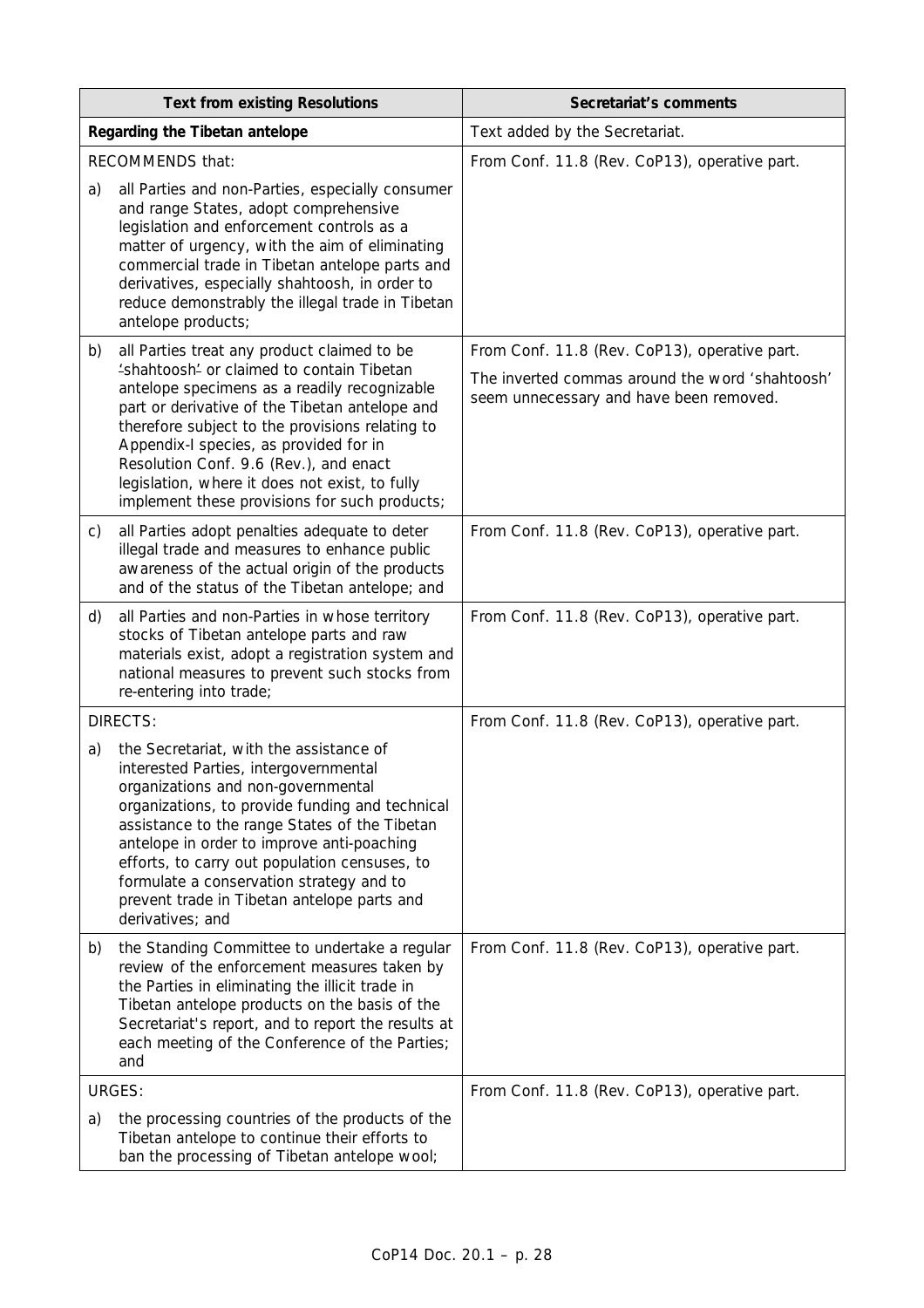| Text from existing Resolutions | Secretariat's comments |
|---|---|
| **Regarding the Tibetan antelope** | Text added by the Secretariat. |
| RECOMMENDS that:<br><br>a) all Parties and non-Parties, especially consumer and range States, adopt comprehensive legislation and enforcement controls as a matter of urgency, with the aim of eliminating commercial trade in Tibetan antelope parts and derivatives, especially shahtoosh, in order to reduce demonstrably the illegal trade in Tibetan antelope products; | From Conf. 11.8 (Rev. CoP13), operative part. |
| b) all Parties treat any product claimed to be ~~'~~shahtoosh~~'~~ or claimed to contain Tibetan antelope specimens as a readily recognizable part or derivative of the Tibetan antelope and therefore subject to the provisions relating to Appendix-I species, as provided for in Resolution Conf. 9.6 (Rev.), and enact legislation, where it does not exist, to fully implement these provisions for such products; | From Conf. 11.8 (Rev. CoP13), operative part.<br><br>The inverted commas around the word 'shahtoosh' seem unnecessary and have been removed. |
| c) all Parties adopt penalties adequate to deter illegal trade and measures to enhance public awareness of the actual origin of the products and of the status of the Tibetan antelope; and | From Conf. 11.8 (Rev. CoP13), operative part. |
| d) all Parties and non-Parties in whose territory stocks of Tibetan antelope parts and raw materials exist, adopt a registration system and national measures to prevent such stocks from re-entering into trade; | From Conf. 11.8 (Rev. CoP13), operative part. |
| DIRECTS:<br><br>a) the Secretariat, with the assistance of interested Parties, intergovernmental organizations and non-governmental organizations, to provide funding and technical assistance to the range States of the Tibetan antelope in order to improve anti-poaching efforts, to carry out population censuses, to formulate a conservation strategy and to prevent trade in Tibetan antelope parts and derivatives; and | From Conf. 11.8 (Rev. CoP13), operative part. |
| b) the Standing Committee to undertake a regular review of the enforcement measures taken by the Parties in eliminating the illicit trade in Tibetan antelope products on the basis of the Secretariat's report, and to report the results at each meeting of the Conference of the Parties; and | From Conf. 11.8 (Rev. CoP13), operative part. |
| URGES:<br><br>a) the processing countries of the products of the Tibetan antelope to continue their efforts to ban the processing of Tibetan antelope wool; | From Conf. 11.8 (Rev. CoP13), operative part. |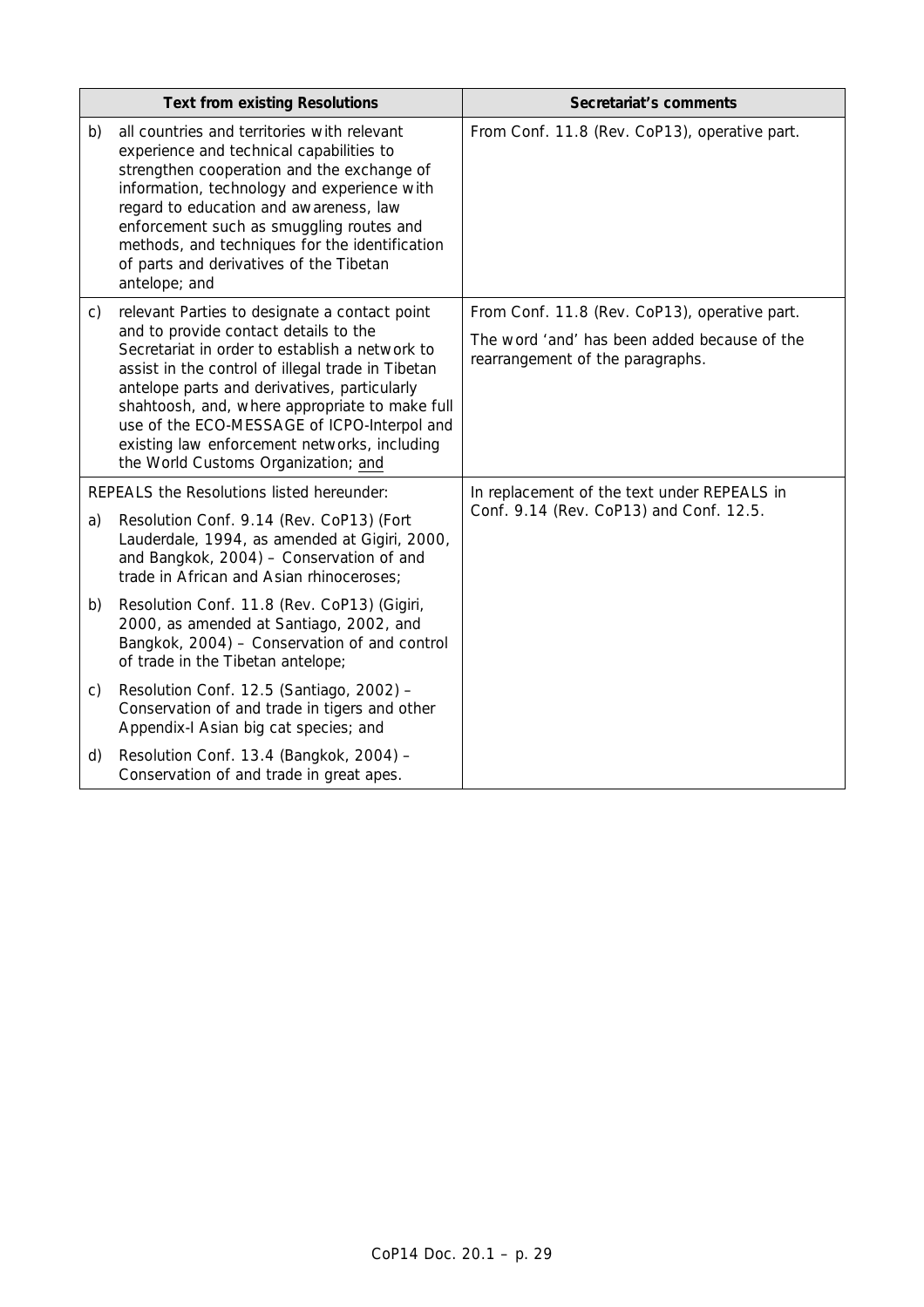| Text from existing Resolutions | Secretariat's comments |
|---|---|
| b) all countries and territories with relevant experience and technical capabilities to strengthen cooperation and the exchange of information, technology and experience with regard to education and awareness, law enforcement such as smuggling routes and methods, and techniques for the identification of parts and derivatives of the Tibetan antelope; and | From Conf. 11.8 (Rev. CoP13), operative part. |
| c) relevant Parties to designate a contact point and to provide contact details to the Secretariat in order to establish a network to assist in the control of illegal trade in Tibetan antelope parts and derivatives, particularly shahtoosh, and, where appropriate to make full use of the ECO-MESSAGE of ICPO-Interpol and existing law enforcement networks, including the World Customs Organization; and | From Conf. 11.8 (Rev. CoP13), operative part.<br><br>The word 'and' has been added because of the rearrangement of the paragraphs. |
| REPEALS the Resolutions listed hereunder:<br><br>a) Resolution Conf. 9.14 (Rev. CoP13) (Fort Lauderdale, 1994, as amended at Gigiri, 2000, and Bangkok, 2004) – Conservation of and trade in African and Asian rhinoceroses;<br><br>b) Resolution Conf. 11.8 (Rev. CoP13) (Gigiri, 2000, as amended at Santiago, 2002, and Bangkok, 2004) – Conservation of and control of trade in the Tibetan antelope;<br><br>c) Resolution Conf. 12.5 (Santiago, 2002) – Conservation of and trade in tigers and other Appendix-I Asian big cat species; and<br><br>d) Resolution Conf. 13.4 (Bangkok, 2004) – Conservation of and trade in great apes. | In replacement of the text under REPEALS in Conf. 9.14 (Rev. CoP13) and Conf. 12.5. |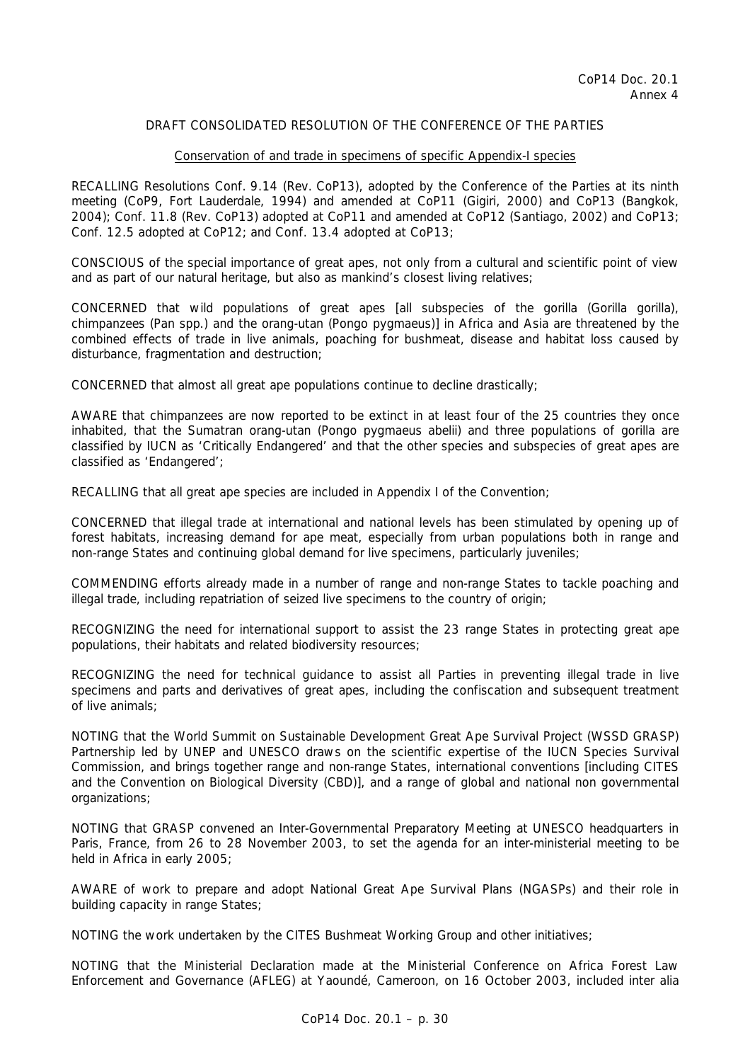CoP14 Doc. 20.1
Annex 4

DRAFT CONSOLIDATED RESOLUTION OF THE CONFERENCE OF THE PARTIES

Conservation of and trade in specimens of specific Appendix-I species

RECALLING Resolutions Conf. 9.14 (Rev. CoP13), adopted by the Conference of the Parties at its ninth meeting (CoP9, Fort Lauderdale, 1994) and amended at CoP11 (Gigiri, 2000) and CoP13 (Bangkok, 2004); Conf. 11.8 (Rev. CoP13) adopted at CoP11 and amended at CoP12 (Santiago, 2002) and CoP13; Conf. 12.5 adopted at CoP12; and Conf. 13.4 adopted at CoP13;

CONSCIOUS of the special importance of great apes, not only from a cultural and scientific point of view and as part of our natural heritage, but also as mankind's closest living relatives;

CONCERNED that wild populations of great apes [all subspecies of the gorilla (Gorilla gorilla), chimpanzees (Pan spp.) and the orang-utan (Pongo pygmaeus)] in Africa and Asia are threatened by the combined effects of trade in live animals, poaching for bushmeat, disease and habitat loss caused by disturbance, fragmentation and destruction;

CONCERNED that almost all great ape populations continue to decline drastically;

AWARE that chimpanzees are now reported to be extinct in at least four of the 25 countries they once inhabited, that the Sumatran orang-utan (Pongo pygmaeus abelii) and three populations of gorilla are classified by IUCN as 'Critically Endangered' and that the other species and subspecies of great apes are classified as 'Endangered';

RECALLING that all great ape species are included in Appendix I of the Convention;

CONCERNED that illegal trade at international and national levels has been stimulated by opening up of forest habitats, increasing demand for ape meat, especially from urban populations both in range and non-range States and continuing global demand for live specimens, particularly juveniles;

COMMENDING efforts already made in a number of range and non-range States to tackle poaching and illegal trade, including repatriation of seized live specimens to the country of origin;

RECOGNIZING the need for international support to assist the 23 range States in protecting great ape populations, their habitats and related biodiversity resources;

RECOGNIZING the need for technical guidance to assist all Parties in preventing illegal trade in live specimens and parts and derivatives of great apes, including the confiscation and subsequent treatment of live animals;

NOTING that the World Summit on Sustainable Development Great Ape Survival Project (WSSD GRASP) Partnership led by UNEP and UNESCO draws on the scientific expertise of the IUCN Species Survival Commission, and brings together range and non-range States, international conventions [including CITES and the Convention on Biological Diversity (CBD)], and a range of global and national non governmental organizations;

NOTING that GRASP convened an Inter-Governmental Preparatory Meeting at UNESCO headquarters in Paris, France, from 26 to 28 November 2003, to set the agenda for an inter-ministerial meeting to be held in Africa in early 2005;

AWARE of work to prepare and adopt National Great Ape Survival Plans (NGASPs) and their role in building capacity in range States;

NOTING the work undertaken by the CITES Bushmeat Working Group and other initiatives;

NOTING that the Ministerial Declaration made at the Ministerial Conference on Africa Forest Law Enforcement and Governance (AFLEG) at Yaoundé, Cameroon, on 16 October 2003, included inter alia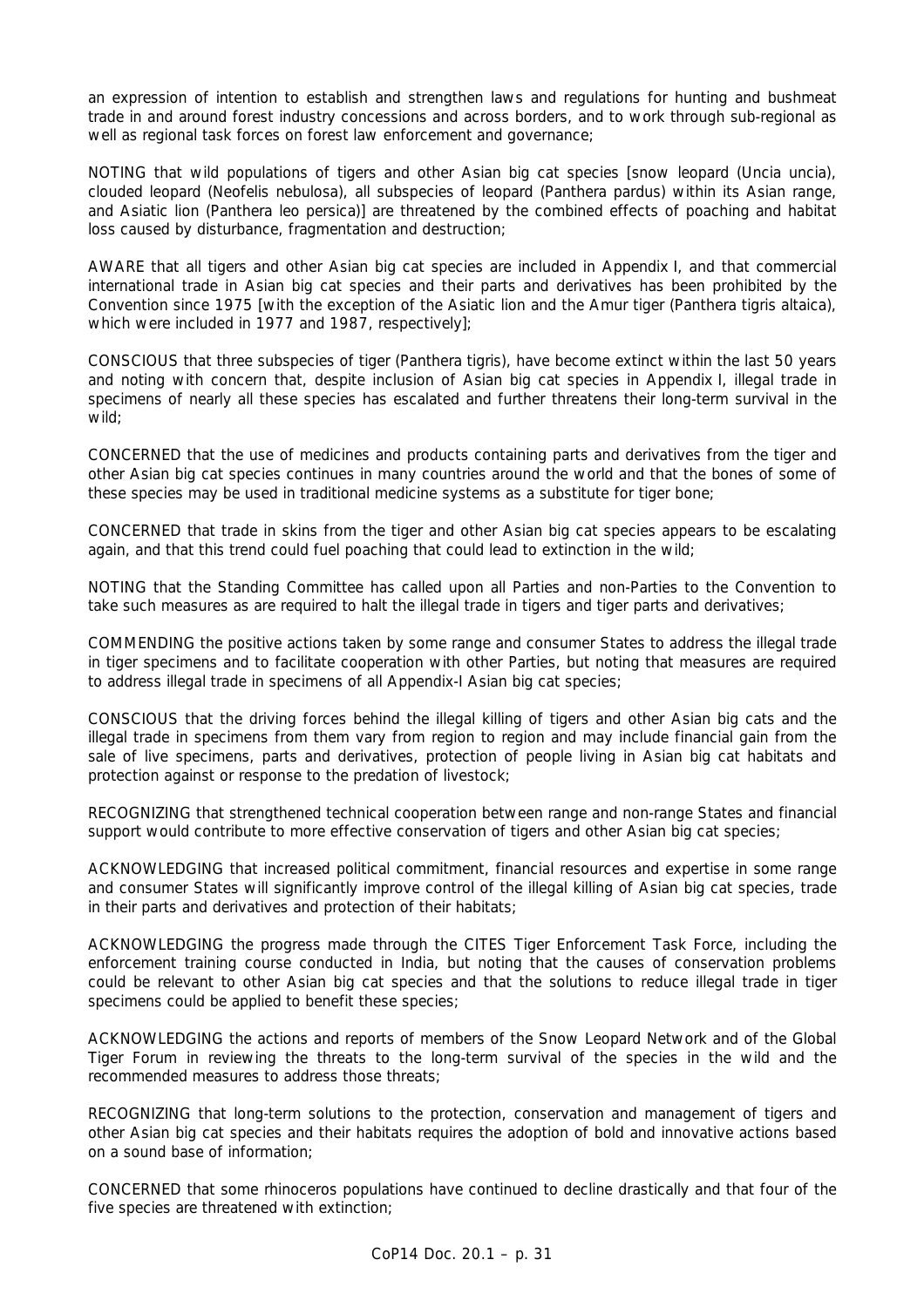an expression of intention to establish and strengthen laws and regulations for hunting and bushmeat trade in and around forest industry concessions and across borders, and to work through sub-regional as well as regional task forces on forest law enforcement and governance;

NOTING that wild populations of tigers and other Asian big cat species [snow leopard (*Uncia uncia*), clouded leopard (*Neofelis nebulosa*), all subspecies of leopard (*Panthera pardus*) within its Asian range, and Asiatic lion (*Panthera leo persica*)] are threatened by the combined effects of poaching and habitat loss caused by disturbance, fragmentation and destruction;

AWARE that all tigers and other Asian big cat species are included in Appendix I, and that commercial international trade in Asian big cat species and their parts and derivatives has been prohibited by the Convention since 1975 [with the exception of the Asiatic lion and the Amur tiger (*Panthera tigris altaica*), which were included in 1977 and 1987, respectively];

CONSCIOUS that three subspecies of tiger (*Panthera tigris*), have become extinct within the last 50 years and noting with concern that, despite inclusion of Asian big cat species in Appendix I, illegal trade in specimens of nearly all these species has escalated and further threatens their long-term survival in the wild;

CONCERNED that the use of medicines and products containing parts and derivatives from the tiger and other Asian big cat species continues in many countries around the world and that the bones of some of these species may be used in traditional medicine systems as a substitute for tiger bone;

CONCERNED that trade in skins from the tiger and other Asian big cat species appears to be escalating again, and that this trend could fuel poaching that could lead to extinction in the wild;

NOTING that the Standing Committee has called upon all Parties and non-Parties to the Convention to take such measures as are required to halt the illegal trade in tigers and tiger parts and derivatives;

COMMENDING the positive actions taken by some range and consumer States to address the illegal trade in tiger specimens and to facilitate cooperation with other Parties, but noting that measures are required to address illegal trade in specimens of all Appendix-I Asian big cat species;

CONSCIOUS that the driving forces behind the illegal killing of tigers and other Asian big cats and the illegal trade in specimens from them vary from region to region and may include financial gain from the sale of live specimens, parts and derivatives, protection of people living in Asian big cat habitats and protection against or response to the predation of livestock;

RECOGNIZING that strengthened technical cooperation between range and non-range States and financial support would contribute to more effective conservation of tigers and other Asian big cat species;

ACKNOWLEDGING that increased political commitment, financial resources and expertise in some range and consumer States will significantly improve control of the illegal killing of Asian big cat species, trade in their parts and derivatives and protection of their habitats;

ACKNOWLEDGING the progress made through the CITES Tiger Enforcement Task Force, including the enforcement training course conducted in India, but noting that the causes of conservation problems could be relevant to other Asian big cat species and that the solutions to reduce illegal trade in tiger specimens could be applied to benefit these species;

ACKNOWLEDGING the actions and reports of members of the Snow Leopard Network and of the Global Tiger Forum in reviewing the threats to the long-term survival of the species in the wild and the recommended measures to address those threats;

RECOGNIZING that long-term solutions to the protection, conservation and management of tigers and other Asian big cat species and their habitats requires the adoption of bold and innovative actions based on a sound base of information;

CONCERNED that some rhinoceros populations have continued to decline drastically and that four of the five species are threatened with extinction;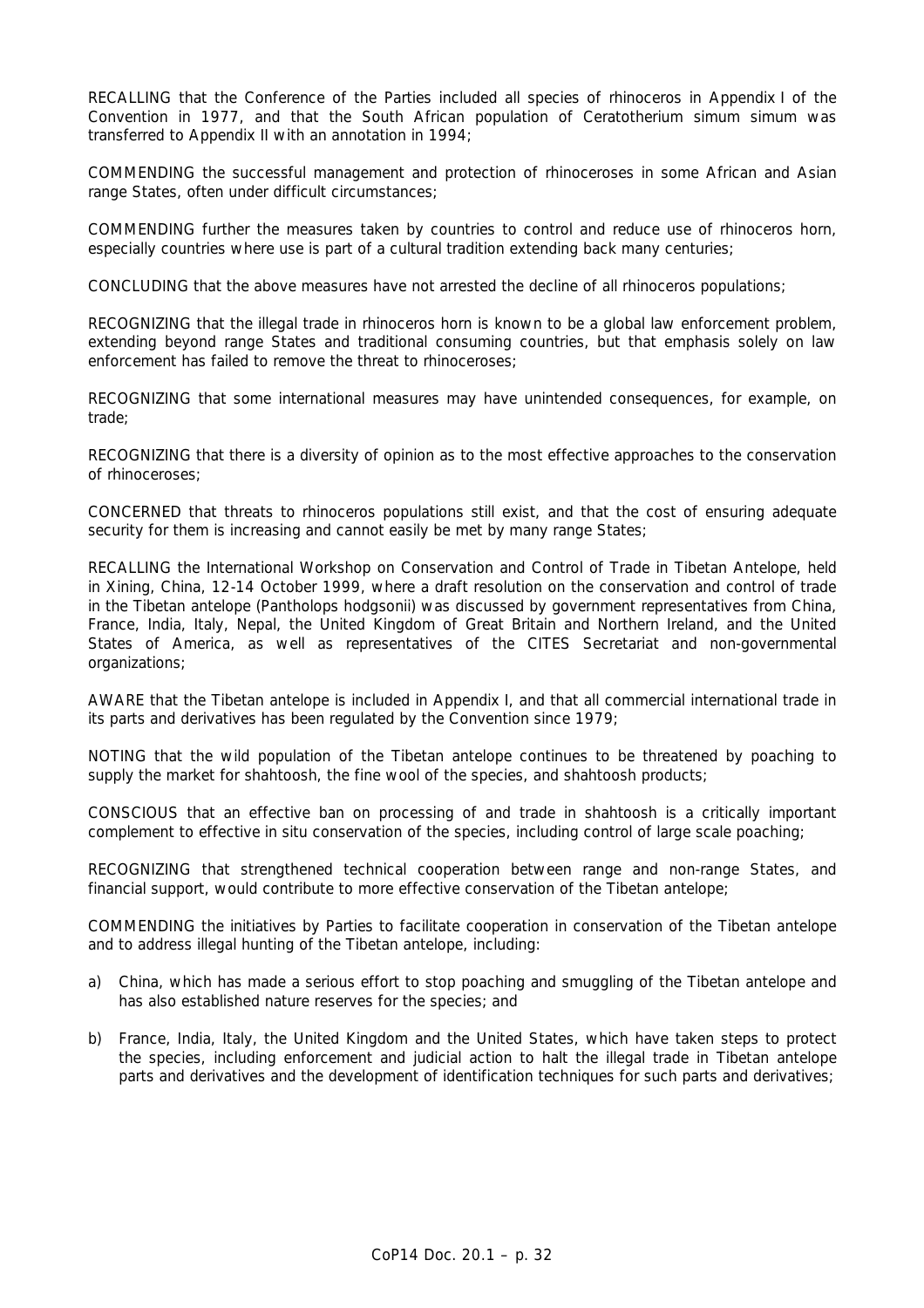RECALLING that the Conference of the Parties included all species of rhinoceros in Appendix I of the Convention in 1977, and that the South African population of *Ceratotherium simum simum* was transferred to Appendix II with an annotation in 1994;

COMMENDING the successful management and protection of rhinoceroses in some African and Asian range States, often under difficult circumstances;

COMMENDING further the measures taken by countries to control and reduce use of rhinoceros horn, especially countries where use is part of a cultural tradition extending back many centuries;

CONCLUDING that the above measures have not arrested the decline of all rhinoceros populations;

RECOGNIZING that the illegal trade in rhinoceros horn is known to be a global law enforcement problem, extending beyond range States and traditional consuming countries, but that emphasis solely on law enforcement has failed to remove the threat to rhinoceroses;

RECOGNIZING that some international measures may have unintended consequences, for example, on trade;

RECOGNIZING that there is a diversity of opinion as to the most effective approaches to the conservation of rhinoceroses;

CONCERNED that threats to rhinoceros populations still exist, and that the cost of ensuring adequate security for them is increasing and cannot easily be met by many range States;

RECALLING the International Workshop on Conservation and Control of Trade in Tibetan Antelope, held in Xining, China, 12-14 October 1999, where a draft resolution on the conservation and control of trade in the Tibetan antelope (*Pantholops hodgsonii*) was discussed by government representatives from China, France, India, Italy, Nepal, the United Kingdom of Great Britain and Northern Ireland, and the United States of America, as well as representatives of the CITES Secretariat and non-governmental organizations;

AWARE that the Tibetan antelope is included in Appendix I, and that all commercial international trade in its parts and derivatives has been regulated by the Convention since 1979;

NOTING that the wild population of the Tibetan antelope continues to be threatened by poaching to supply the market for shahtoosh, the fine wool of the species, and shahtoosh products;

CONSCIOUS that an effective ban on processing of and trade in shahtoosh is a critically important complement to effective *in situ* conservation of the species, including control of large scale poaching;

RECOGNIZING that strengthened technical cooperation between range and non-range States, and financial support, would contribute to more effective conservation of the Tibetan antelope;

COMMENDING the initiatives by Parties to facilitate cooperation in conservation of the Tibetan antelope and to address illegal hunting of the Tibetan antelope, including:

a) China, which has made a serious effort to stop poaching and smuggling of the Tibetan antelope and has also established nature reserves for the species; and

b) France, India, Italy, the United Kingdom and the United States, which have taken steps to protect the species, including enforcement and judicial action to halt the illegal trade in Tibetan antelope parts and derivatives and the development of identification techniques for such parts and derivatives;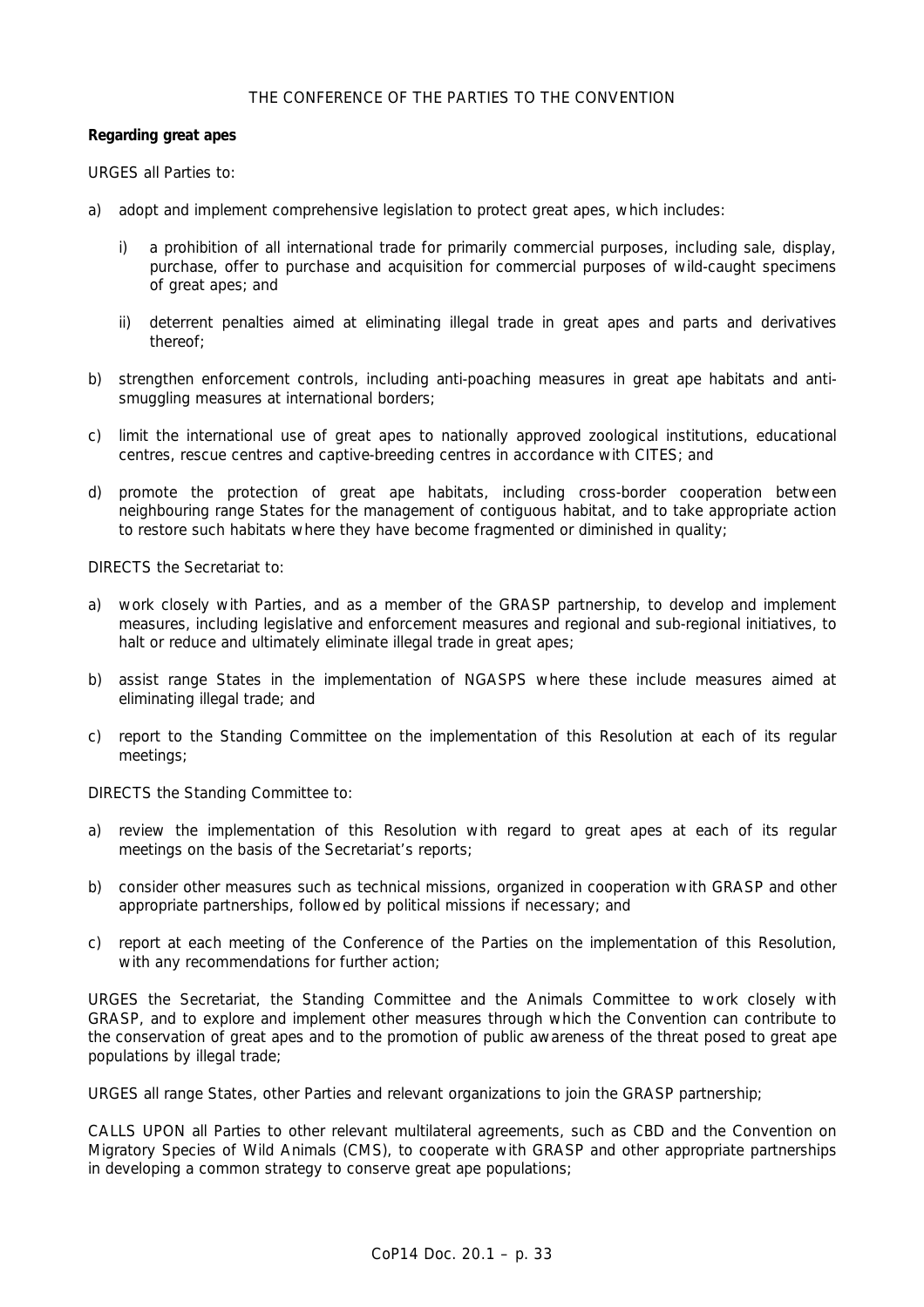THE CONFERENCE OF THE PARTIES TO THE CONVENTION

**Regarding great apes**

URGES all Parties to:

a) adopt and implement comprehensive legislation to protect great apes, which includes:

   i) a prohibition of all international trade for primarily commercial purposes, including sale, display, purchase, offer to purchase and acquisition for commercial purposes of wild-caught specimens of great apes; and

   ii) deterrent penalties aimed at eliminating illegal trade in great apes and parts and derivatives thereof;

b) strengthen enforcement controls, including anti-poaching measures in great ape habitats and anti-smuggling measures at international borders;

c) limit the international use of great apes to nationally approved zoological institutions, educational centres, rescue centres and captive-breeding centres in accordance with CITES; and

d) promote the protection of great ape habitats, including cross-border cooperation between neighbouring range States for the management of contiguous habitat, and to take appropriate action to restore such habitats where they have become fragmented or diminished in quality;

DIRECTS the Secretariat to:

a) work closely with Parties, and as a member of the GRASP partnership, to develop and implement measures, including legislative and enforcement measures and regional and sub-regional initiatives, to halt or reduce and ultimately eliminate illegal trade in great apes;

b) assist range States in the implementation of NGASPS where these include measures aimed at eliminating illegal trade; and

c) report to the Standing Committee on the implementation of this Resolution at each of its regular meetings;

DIRECTS the Standing Committee to:

a) review the implementation of this Resolution with regard to great apes at each of its regular meetings on the basis of the Secretariat's reports;

b) consider other measures such as technical missions, organized in cooperation with GRASP and other appropriate partnerships, followed by political missions if necessary; and

c) report at each meeting of the Conference of the Parties on the implementation of this Resolution, with any recommendations for further action;

URGES the Secretariat, the Standing Committee and the Animals Committee to work closely with GRASP, and to explore and implement other measures through which the Convention can contribute to the conservation of great apes and to the promotion of public awareness of the threat posed to great ape populations by illegal trade;

URGES all range States, other Parties and relevant organizations to join the GRASP partnership;

CALLS UPON all Parties to other relevant multilateral agreements, such as CBD and the Convention on Migratory Species of Wild Animals (CMS), to cooperate with GRASP and other appropriate partnerships in developing a common strategy to conserve great ape populations;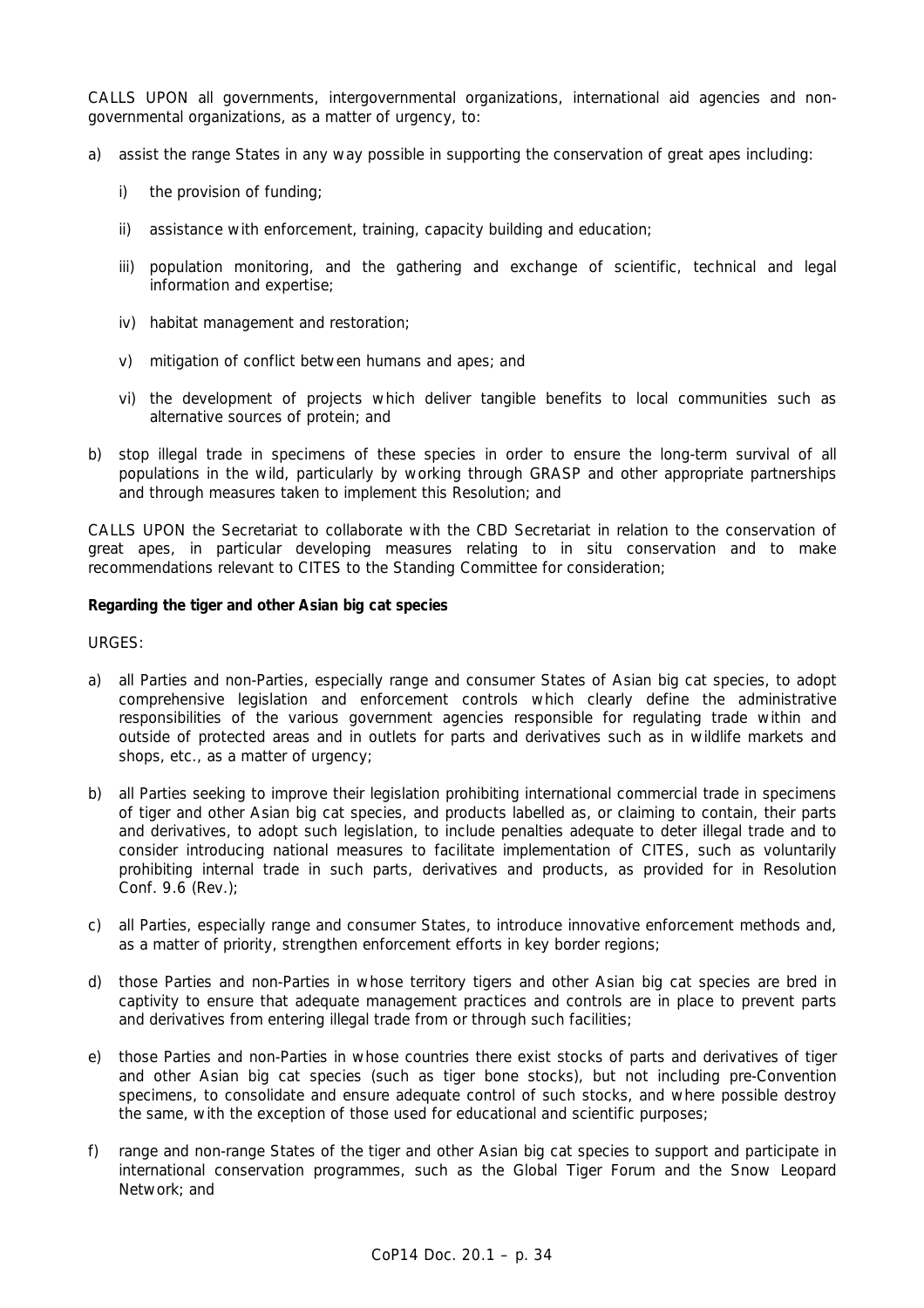CALLS UPON all governments, intergovernmental organizations, international aid agencies and non-governmental organizations, as a matter of urgency, to:

a) assist the range States in any way possible in supporting the conservation of great apes including:

   i) the provision of funding;

   ii) assistance with enforcement, training, capacity building and education;

   iii) population monitoring, and the gathering and exchange of scientific, technical and legal information and expertise;

   iv) habitat management and restoration;

   v) mitigation of conflict between humans and apes; and

   vi) the development of projects which deliver tangible benefits to local communities such as alternative sources of protein; and

b) stop illegal trade in specimens of these species in order to ensure the long-term survival of all populations in the wild, particularly by working through GRASP and other appropriate partnerships and through measures taken to implement this Resolution; and

CALLS UPON the Secretariat to collaborate with the CBD Secretariat in relation to the conservation of great apes, in particular developing measures relating to in situ conservation and to make recommendations relevant to CITES to the Standing Committee for consideration;

**Regarding the tiger and other Asian big cat species**

URGES:

a) all Parties and non-Parties, especially range and consumer States of Asian big cat species, to adopt comprehensive legislation and enforcement controls which clearly define the administrative responsibilities of the various government agencies responsible for regulating trade within and outside of protected areas and in outlets for parts and derivatives such as in wildlife markets and shops, etc., as a matter of urgency;

b) all Parties seeking to improve their legislation prohibiting international commercial trade in specimens of tiger and other Asian big cat species, and products labelled as, or claiming to contain, their parts and derivatives, to adopt such legislation, to include penalties adequate to deter illegal trade and to consider introducing national measures to facilitate implementation of CITES, such as voluntarily prohibiting internal trade in such parts, derivatives and products, as provided for in Resolution Conf. 9.6 (Rev.);

c) all Parties, especially range and consumer States, to introduce innovative enforcement methods and, as a matter of priority, strengthen enforcement efforts in key border regions;

d) those Parties and non-Parties in whose territory tigers and other Asian big cat species are bred in captivity to ensure that adequate management practices and controls are in place to prevent parts and derivatives from entering illegal trade from or through such facilities;

e) those Parties and non-Parties in whose countries there exist stocks of parts and derivatives of tiger and other Asian big cat species (such as tiger bone stocks), but not including pre-Convention specimens, to consolidate and ensure adequate control of such stocks, and where possible destroy the same, with the exception of those used for educational and scientific purposes;

f) range and non-range States of the tiger and other Asian big cat species to support and participate in international conservation programmes, such as the Global Tiger Forum and the Snow Leopard Network; and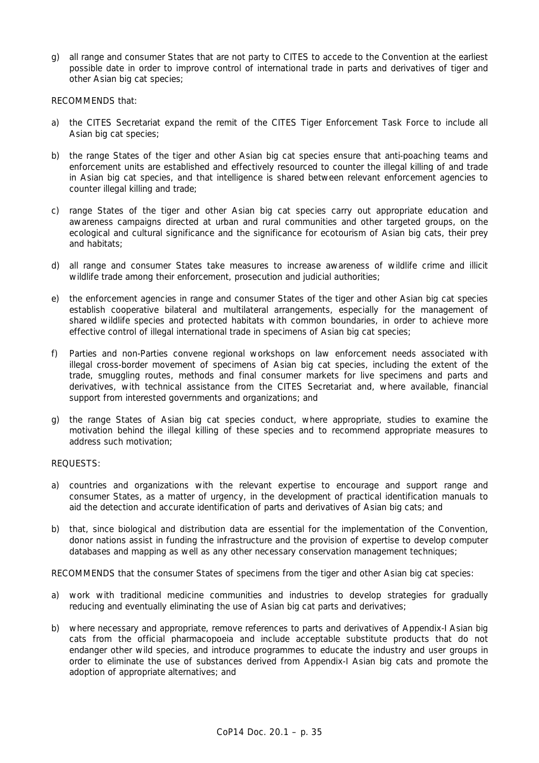g) all range and consumer States that are not party to CITES to accede to the Convention at the earliest possible date in order to improve control of international trade in parts and derivatives of tiger and other Asian big cat species;

RECOMMENDS that:

a) the CITES Secretariat expand the remit of the CITES Tiger Enforcement Task Force to include all Asian big cat species;

b) the range States of the tiger and other Asian big cat species ensure that anti-poaching teams and enforcement units are established and effectively resourced to counter the illegal killing of and trade in Asian big cat species, and that intelligence is shared between relevant enforcement agencies to counter illegal killing and trade;

c) range States of the tiger and other Asian big cat species carry out appropriate education and awareness campaigns directed at urban and rural communities and other targeted groups, on the ecological and cultural significance and the significance for ecotourism of Asian big cats, their prey and habitats;

d) all range and consumer States take measures to increase awareness of wildlife crime and illicit wildlife trade among their enforcement, prosecution and judicial authorities;

e) the enforcement agencies in range and consumer States of the tiger and other Asian big cat species establish cooperative bilateral and multilateral arrangements, especially for the management of shared wildlife species and protected habitats with common boundaries, in order to achieve more effective control of illegal international trade in specimens of Asian big cat species;

f) Parties and non-Parties convene regional workshops on law enforcement needs associated with illegal cross-border movement of specimens of Asian big cat species, including the extent of the trade, smuggling routes, methods and final consumer markets for live specimens and parts and derivatives, with technical assistance from the CITES Secretariat and, where available, financial support from interested governments and organizations; and

g) the range States of Asian big cat species conduct, where appropriate, studies to examine the motivation behind the illegal killing of these species and to recommend appropriate measures to address such motivation;

REQUESTS:

a) countries and organizations with the relevant expertise to encourage and support range and consumer States, as a matter of urgency, in the development of practical identification manuals to aid the detection and accurate identification of parts and derivatives of Asian big cats; and

b) that, since biological and distribution data are essential for the implementation of the Convention, donor nations assist in funding the infrastructure and the provision of expertise to develop computer databases and mapping as well as any other necessary conservation management techniques;

RECOMMENDS that the consumer States of specimens from the tiger and other Asian big cat species:

a) work with traditional medicine communities and industries to develop strategies for gradually reducing and eventually eliminating the use of Asian big cat parts and derivatives;

b) where necessary and appropriate, remove references to parts and derivatives of Appendix-I Asian big cats from the official pharmacopoeia and include acceptable substitute products that do not endanger other wild species, and introduce programmes to educate the industry and user groups in order to eliminate the use of substances derived from Appendix-I Asian big cats and promote the adoption of appropriate alternatives; and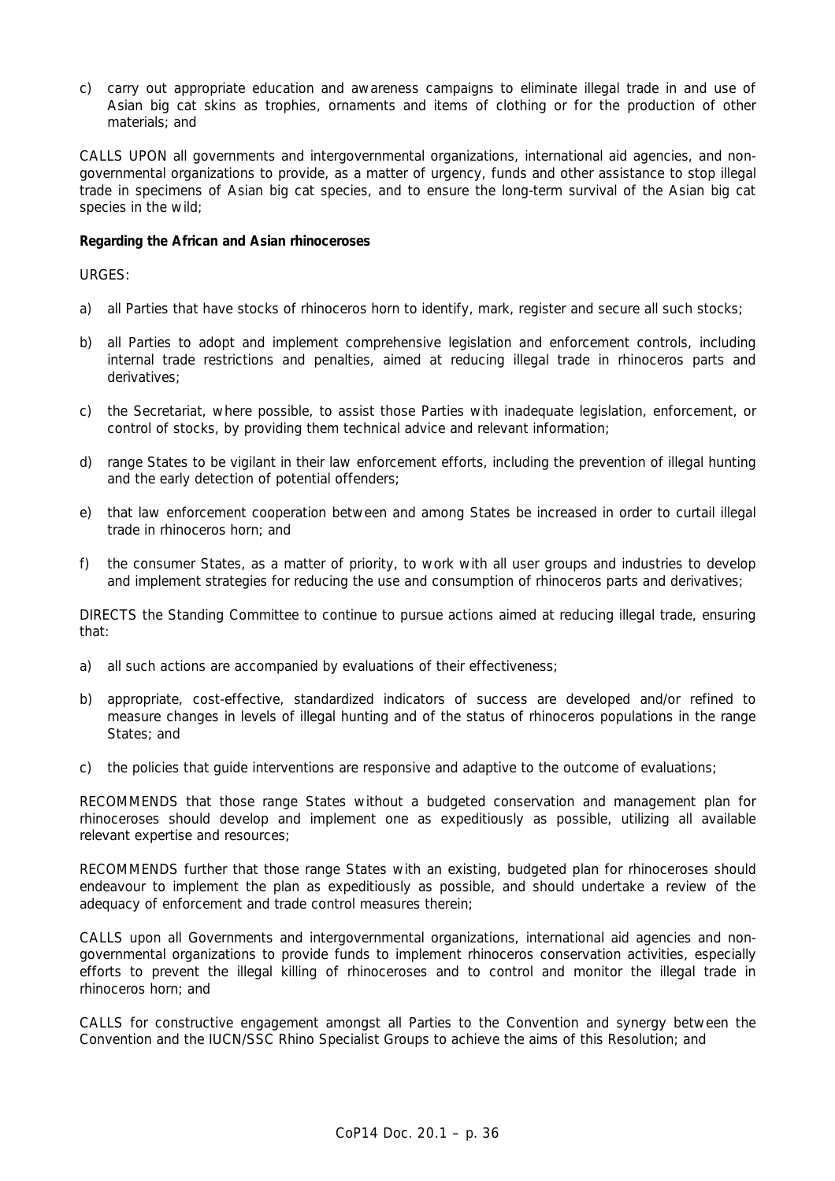c) carry out appropriate education and awareness campaigns to eliminate illegal trade in and use of Asian big cat skins as trophies, ornaments and items of clothing or for the production of other materials; and

CALLS UPON all governments and intergovernmental organizations, international aid agencies, and non-governmental organizations to provide, as a matter of urgency, funds and other assistance to stop illegal trade in specimens of Asian big cat species, and to ensure the long-term survival of the Asian big cat species in the wild;

**Regarding the African and Asian rhinoceroses**

URGES:

a) all Parties that have stocks of rhinoceros horn to identify, mark, register and secure all such stocks;

b) all Parties to adopt and implement comprehensive legislation and enforcement controls, including internal trade restrictions and penalties, aimed at reducing illegal trade in rhinoceros parts and derivatives;

c) the Secretariat, where possible, to assist those Parties with inadequate legislation, enforcement, or control of stocks, by providing them technical advice and relevant information;

d) range States to be vigilant in their law enforcement efforts, including the prevention of illegal hunting and the early detection of potential offenders;

e) that law enforcement cooperation between and among States be increased in order to curtail illegal trade in rhinoceros horn; and

f) the consumer States, as a matter of priority, to work with all user groups and industries to develop and implement strategies for reducing the use and consumption of rhinoceros parts and derivatives;

DIRECTS the Standing Committee to continue to pursue actions aimed at reducing illegal trade, ensuring that:

a) all such actions are accompanied by evaluations of their effectiveness;

b) appropriate, cost-effective, standardized indicators of success are developed and/or refined to measure changes in levels of illegal hunting and of the status of rhinoceros populations in the range States; and

c) the policies that guide interventions are responsive and adaptive to the outcome of evaluations;

RECOMMENDS that those range States without a budgeted conservation and management plan for rhinoceroses should develop and implement one as expeditiously as possible, utilizing all available relevant expertise and resources;

RECOMMENDS further that those range States with an existing, budgeted plan for rhinoceroses should endeavour to implement the plan as expeditiously as possible, and should undertake a review of the adequacy of enforcement and trade control measures therein;

CALLS upon all Governments and intergovernmental organizations, international aid agencies and non-governmental organizations to provide funds to implement rhinoceros conservation activities, especially efforts to prevent the illegal killing of rhinoceroses and to control and monitor the illegal trade in rhinoceros horn; and

CALLS for constructive engagement amongst all Parties to the Convention and synergy between the Convention and the IUCN/SSC Rhino Specialist Groups to achieve the aims of this Resolution; and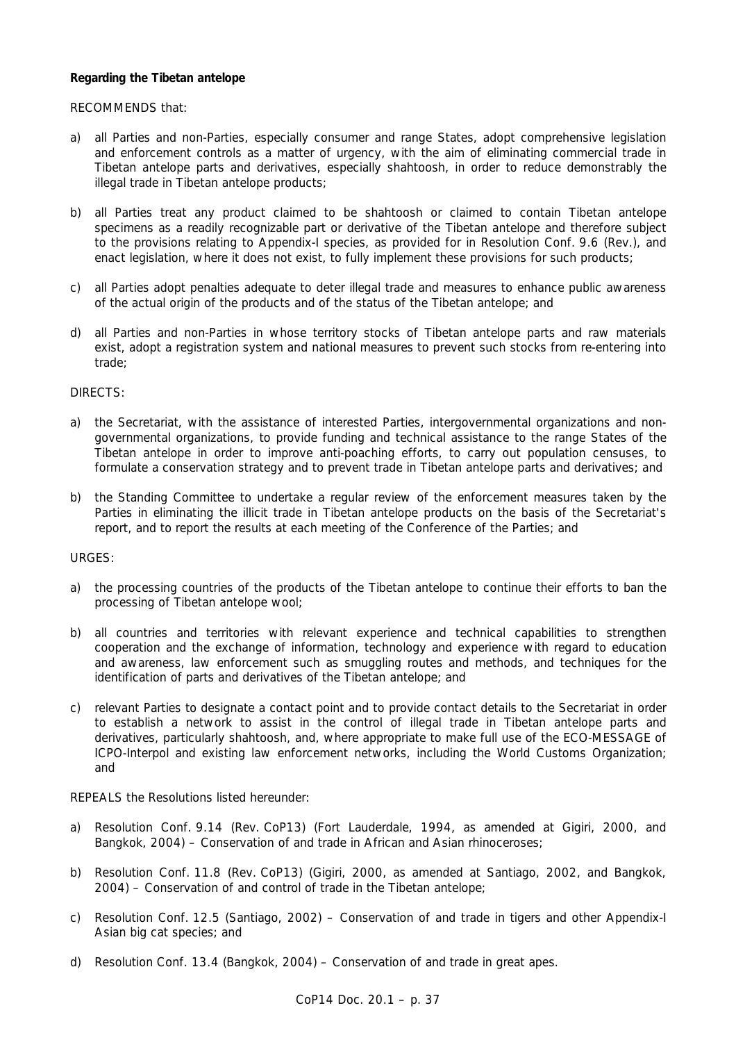**Regarding the Tibetan antelope**

RECOMMENDS that:

a) all Parties and non-Parties, especially consumer and range States, adopt comprehensive legislation and enforcement controls as a matter of urgency, with the aim of eliminating commercial trade in Tibetan antelope parts and derivatives, especially shahtoosh, in order to reduce demonstrably the illegal trade in Tibetan antelope products;

b) all Parties treat any product claimed to be shahtoosh or claimed to contain Tibetan antelope specimens as a readily recognizable part or derivative of the Tibetan antelope and therefore subject to the provisions relating to Appendix-I species, as provided for in Resolution Conf. 9.6 (Rev.), and enact legislation, where it does not exist, to fully implement these provisions for such products;

c) all Parties adopt penalties adequate to deter illegal trade and measures to enhance public awareness of the actual origin of the products and of the status of the Tibetan antelope; and

d) all Parties and non-Parties in whose territory stocks of Tibetan antelope parts and raw materials exist, adopt a registration system and national measures to prevent such stocks from re-entering into trade;

DIRECTS:

a) the Secretariat, with the assistance of interested Parties, intergovernmental organizations and non-governmental organizations, to provide funding and technical assistance to the range States of the Tibetan antelope in order to improve anti-poaching efforts, to carry out population censuses, to formulate a conservation strategy and to prevent trade in Tibetan antelope parts and derivatives; and

b) the Standing Committee to undertake a regular review of the enforcement measures taken by the Parties in eliminating the illicit trade in Tibetan antelope products on the basis of the Secretariat's report, and to report the results at each meeting of the Conference of the Parties; and

URGES:

a) the processing countries of the products of the Tibetan antelope to continue their efforts to ban the processing of Tibetan antelope wool;

b) all countries and territories with relevant experience and technical capabilities to strengthen cooperation and the exchange of information, technology and experience with regard to education and awareness, law enforcement such as smuggling routes and methods, and techniques for the identification of parts and derivatives of the Tibetan antelope; and

c) relevant Parties to designate a contact point and to provide contact details to the Secretariat in order to establish a network to assist in the control of illegal trade in Tibetan antelope parts and derivatives, particularly shahtoosh, and, where appropriate to make full use of the ECO-MESSAGE of ICPO-Interpol and existing law enforcement networks, including the World Customs Organization; and

REPEALS the Resolutions listed hereunder:

a) Resolution Conf. 9.14 (Rev. CoP13) (Fort Lauderdale, 1994, as amended at Gigiri, 2000, and Bangkok, 2004) – Conservation of and trade in African and Asian rhinoceroses;

b) Resolution Conf. 11.8 (Rev. CoP13) (Gigiri, 2000, as amended at Santiago, 2002, and Bangkok, 2004) – Conservation of and control of trade in the Tibetan antelope;

c) Resolution Conf. 12.5 (Santiago, 2002) – Conservation of and trade in tigers and other Appendix-I Asian big cat species; and

d) Resolution Conf. 13.4 (Bangkok, 2004) – Conservation of and trade in great apes.